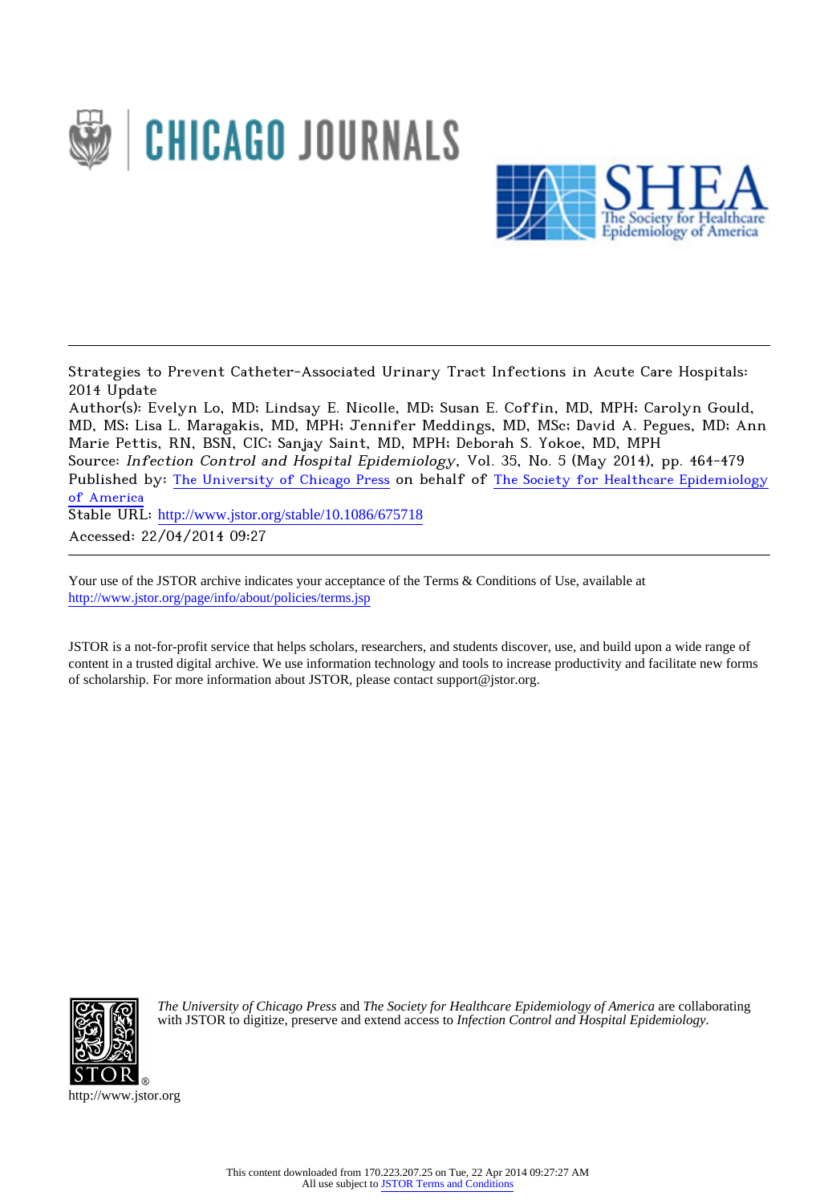Strategies to Prevent Catheter-Associated Urinary Tract Infections in Acute Care Hospitals: 2014 Update

Author(s): Evelyn Lo, MD; Lindsay E. Nicolle, MD; Susan E. Coffin, MD, MPH; Carolyn Gould, MD, MS; Lisa L. Maragakis, MD, MPH; Jennifer Meddings, MD, MSc; David A. Pegues, MD; Ann Marie Pettis, RN, BSN, CIC; Sanjay Saint, MD, MPH; Deborah S. Yokoe, MD, MPH

Source: *Infection Control and Hospital Epidemiology*, Vol. 35, No. 5 (May 2014), pp. 464-479

Published by: The University of Chicago Press on behalf of The Society for Healthcare Epidemiology of America

Stable URL: http://www.jstor.org/stable/10.1086/675718

Accessed: 22/04/2014 09:27

Your use of the JSTOR archive indicates your acceptance of the Terms & Conditions of Use, available at http://www.jstor.org/page/info/about/policies/terms.jsp

JSTOR is a not-for-profit service that helps scholars, researchers, and students discover, use, and build upon a wide range of content in a trusted digital archive. We use information technology and tools to increase productivity and facilitate new forms of scholarship. For more information about JSTOR, please contact support@jstor.org.

*The University of Chicago Press* and *The Society for Healthcare Epidemiology of America* are collaborating with JSTOR to digitize, preserve and extend access to *Infection Control and Hospital Epidemiology*.

http://www.jstor.org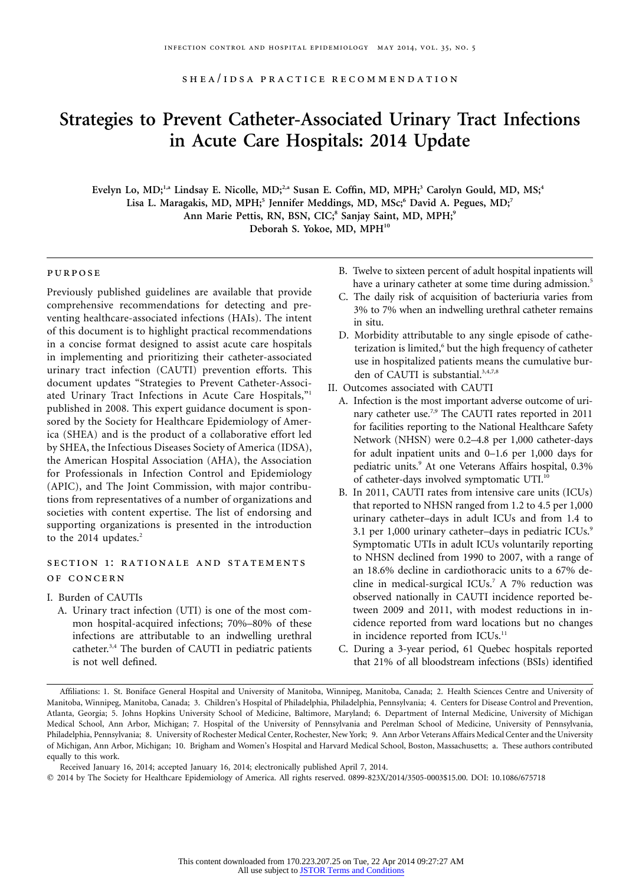SHEA/IDSA PRACTICE RECOMMENDATION

# Strategies to Prevent Catheter-Associated Urinary Tract Infections in Acute Care Hospitals: 2014 Update

**Evelyn Lo, MD;[1,a] Lindsay E. Nicolle, MD;[2,a] Susan E. Coffin, MD, MPH;[3] Carolyn Gould, MD, MS;[4] Lisa L. Maragakis, MD, MPH;[5] Jennifer Meddings, MD, MSc;[6] David A. Pegues, MD;[7] Ann Marie Pettis, RN, BSN, CIC;[8] Sanjay Saint, MD, MPH;[9] Deborah S. Yokoe, MD, MPH[10]**

## PURPOSE

Previously published guidelines are available that provide comprehensive recommendations for detecting and preventing healthcare-associated infections (HAIs). The intent of this document is to highlight practical recommendations in a concise format designed to assist acute care hospitals in implementing and prioritizing their catheter-associated urinary tract infection (CAUTI) prevention efforts. This document updates "Strategies to Prevent Catheter-Associated Urinary Tract Infections in Acute Care Hospitals,"[1] published in 2008. This expert guidance document is sponsored by the Society for Healthcare Epidemiology of America (SHEA) and is the product of a collaborative effort led by SHEA, the Infectious Diseases Society of America (IDSA), the American Hospital Association (AHA), the Association for Professionals in Infection Control and Epidemiology (APIC), and The Joint Commission, with major contributions from representatives of a number of organizations and societies with content expertise. The list of endorsing and supporting organizations is presented in the introduction to the 2014 updates.[2]

## SECTION 1: RATIONALE AND STATEMENTS OF CONCERN

I. Burden of CAUTIs
   A. Urinary tract infection (UTI) is one of the most common hospital-acquired infections; 70%–80% of these infections are attributable to an indwelling urethral catheter.[3,4] The burden of CAUTI in pediatric patients is not well defined.
   B. Twelve to sixteen percent of adult hospital inpatients will have a urinary catheter at some time during admission.[5]
   C. The daily risk of acquisition of bacteriuria varies from 3% to 7% when an indwelling urethral catheter remains in situ.
   D. Morbidity attributable to any single episode of catheterization is limited,[6] but the high frequency of catheter use in hospitalized patients means the cumulative burden of CAUTI is substantial.[3,4,7,8]

II. Outcomes associated with CAUTI
   A. Infection is the most important adverse outcome of urinary catheter use.[7,9] The CAUTI rates reported in 2011 for facilities reporting to the National Healthcare Safety Network (NHSN) were 0.2–4.8 per 1,000 catheter-days for adult inpatient units and 0–1.6 per 1,000 days for pediatric units.[9] At one Veterans Affairs hospital, 0.3% of catheter-days involved symptomatic UTI.[10]
   B. In 2011, CAUTI rates from intensive care units (ICUs) that reported to NHSN ranged from 1.2 to 4.5 per 1,000 urinary catheter–days in adult ICUs and from 1.4 to 3.1 per 1,000 urinary catheter–days in pediatric ICUs.[9] Symptomatic UTIs in adult ICUs voluntarily reporting to NHSN declined from 1990 to 2007, with a range of an 18.6% decline in cardiothoracic units to a 67% decline in medical-surgical ICUs.[7] A 7% reduction was observed nationally in CAUTI incidence reported between 2009 and 2011, with modest reductions in incidence reported from ward locations but no changes in incidence reported from ICUs.[11]
   C. During a 3-year period, 61 Quebec hospitals reported that 21% of all bloodstream infections (BSIs) identified

Affiliations: 1. St. Boniface General Hospital and University of Manitoba, Winnipeg, Manitoba, Canada; 2. Health Sciences Centre and University of Manitoba, Winnipeg, Manitoba, Canada; 3. Children's Hospital of Philadelphia, Philadelphia, Pennsylvania; 4. Centers for Disease Control and Prevention, Atlanta, Georgia; 5. Johns Hopkins University School of Medicine, Baltimore, Maryland; 6. Department of Internal Medicine, University of Michigan Medical School, Ann Arbor, Michigan; 7. Hospital of the University of Pennsylvania and Perelman School of Medicine, University of Pennsylvania, Philadelphia, Pennsylvania; 8. University of Rochester Medical Center, Rochester, New York; 9. Ann Arbor Veterans Affairs Medical Center and the University of Michigan, Ann Arbor, Michigan; 10. Brigham and Women's Hospital and Harvard Medical School, Boston, Massachusetts; a. These authors contributed equally to this work.

Received January 16, 2014; accepted January 16, 2014; electronically published April 7, 2014.

© 2014 by The Society for Healthcare Epidemiology of America. All rights reserved. 0899-823X/2014/3505-0003$15.00. DOI: 10.1086/675718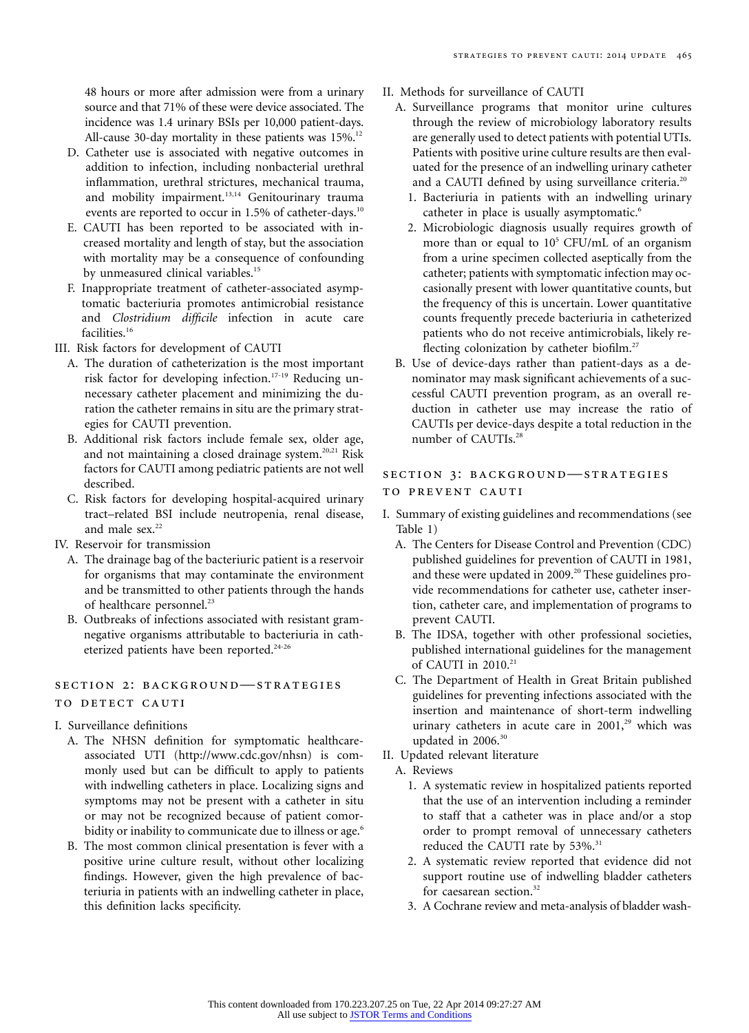48 hours or more after admission were from a urinary source and that 71% of these were device associated. The incidence was 1.4 urinary BSIs per 10,000 patient-days. All-cause 30-day mortality in these patients was 15%.[12]

D. Catheter use is associated with negative outcomes in addition to infection, including nonbacterial urethral inflammation, urethral strictures, mechanical trauma, and mobility impairment.[13,14] Genitourinary trauma events are reported to occur in 1.5% of catheter-days.[10]

E. CAUTI has been reported to be associated with increased mortality and length of stay, but the association with mortality may be a consequence of confounding by unmeasured clinical variables.[15]

F. Inappropriate treatment of catheter-associated asymptomatic bacteriuria promotes antimicrobial resistance and *Clostridium difficile* infection in acute care facilities.[16]

III. Risk factors for development of CAUTI

A. The duration of catheterization is the most important risk factor for developing infection.[17-19] Reducing unnecessary catheter placement and minimizing the duration the catheter remains in situ are the primary strategies for CAUTI prevention.

B. Additional risk factors include female sex, older age, and not maintaining a closed drainage system.[20,21] Risk factors for CAUTI among pediatric patients are not well described.

C. Risk factors for developing hospital-acquired urinary tract–related BSI include neutropenia, renal disease, and male sex.[22]

IV. Reservoir for transmission

A. The drainage bag of the bacteriuric patient is a reservoir for organisms that may contaminate the environment and be transmitted to other patients through the hands of healthcare personnel.[23]

B. Outbreaks of infections associated with resistant gram-negative organisms attributable to bacteriuria in catheterized patients have been reported.[24-26]

## SECTION 2: BACKGROUND—STRATEGIES TO DETECT CAUTI

I. Surveillance definitions

A. The NHSN definition for symptomatic healthcare-associated UTI (http://www.cdc.gov/nhsn) is commonly used but can be difficult to apply to patients with indwelling catheters in place. Localizing signs and symptoms may not be present with a catheter in situ or may not be recognized because of patient comorbidity or inability to communicate due to illness or age.[6]

B. The most common clinical presentation is fever with a positive urine culture result, without other localizing findings. However, given the high prevalence of bacteriuria in patients with an indwelling catheter in place, this definition lacks specificity.

II. Methods for surveillance of CAUTI

A. Surveillance programs that monitor urine cultures through the review of microbiology laboratory results are generally used to detect patients with potential UTIs. Patients with positive urine culture results are then evaluated for the presence of an indwelling urinary catheter and a CAUTI defined by using surveillance criteria.[20]

1. Bacteriuria in patients with an indwelling urinary catheter in place is usually asymptomatic.[6]
2. Microbiologic diagnosis usually requires growth of more than or equal to $10^5$ CFU/mL of an organism from a urine specimen collected aseptically from the catheter; patients with symptomatic infection may occasionally present with lower quantitative counts, but the frequency of this is uncertain. Lower quantitative counts frequently precede bacteriuria in catheterized patients who do not receive antimicrobials, likely reflecting colonization by catheter biofilm.[27]

B. Use of device-days rather than patient-days as a denominator may mask significant achievements of a successful CAUTI prevention program, as an overall reduction in catheter use may increase the ratio of CAUTIs per device-days despite a total reduction in the number of CAUTIs.[28]

## SECTION 3: BACKGROUND—STRATEGIES TO PREVENT CAUTI

I. Summary of existing guidelines and recommendations (see Table 1)

A. The Centers for Disease Control and Prevention (CDC) published guidelines for prevention of CAUTI in 1981, and these were updated in 2009.[20] These guidelines provide recommendations for catheter use, catheter insertion, catheter care, and implementation of programs to prevent CAUTI.

B. The IDSA, together with other professional societies, published international guidelines for the management of CAUTI in 2010.[21]

C. The Department of Health in Great Britain published guidelines for preventing infections associated with the insertion and maintenance of short-term indwelling urinary catheters in acute care in 2001,[29] which was updated in 2006.[30]

II. Updated relevant literature

A. Reviews

1. A systematic review in hospitalized patients reported that the use of an intervention including a reminder to staff that a catheter was in place and/or a stop order to prompt removal of unnecessary catheters reduced the CAUTI rate by 53%.[31]
2. A systematic review reported that evidence did not support routine use of indwelling bladder catheters for caesarean section.[32]
3. A Cochrane review and meta-analysis of bladder wash-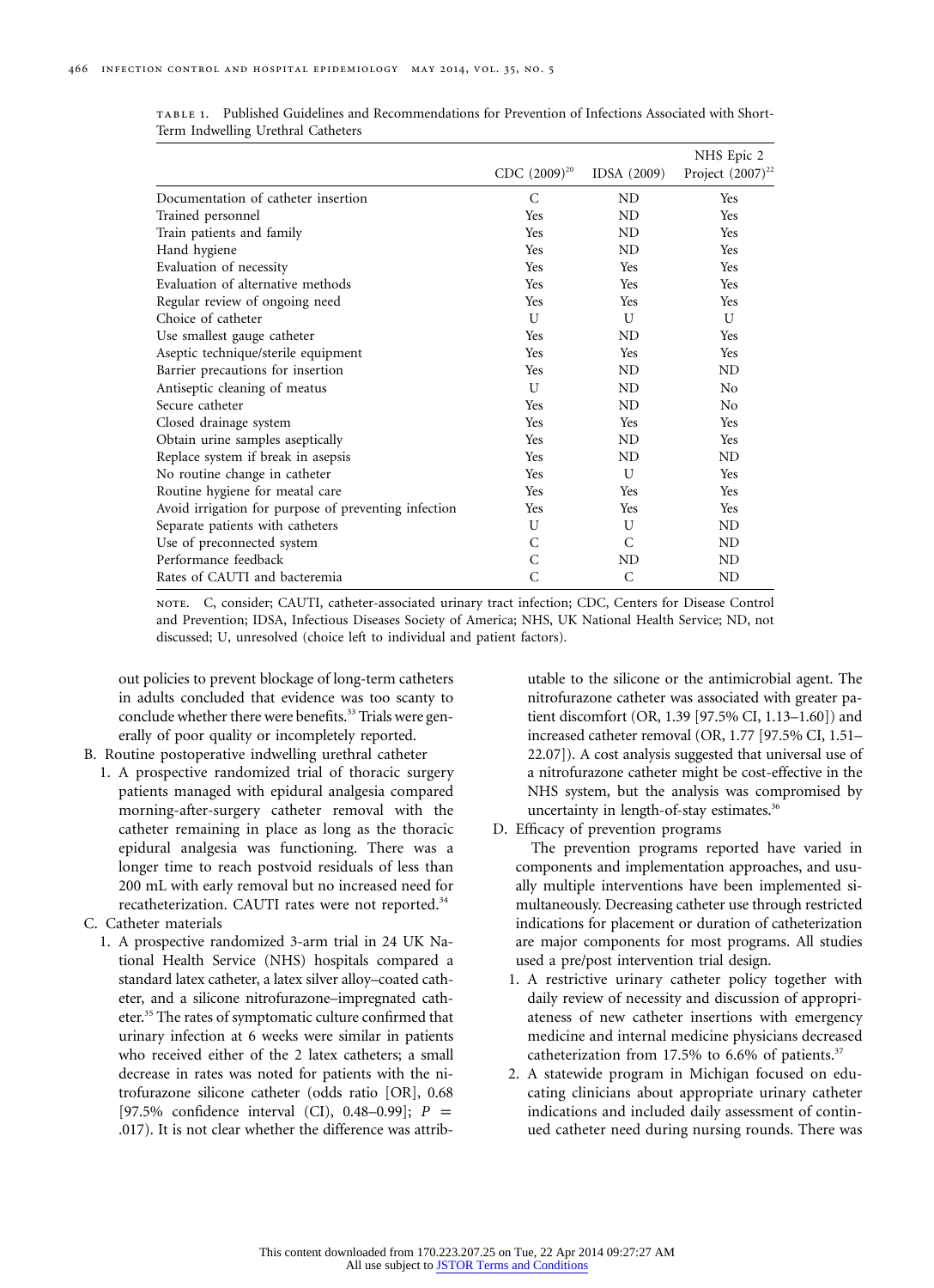TABLE 1. Published Guidelines and Recommendations for Prevention of Infections Associated with Short-Term Indwelling Urethral Catheters

| | CDC (2009)[20] | IDSA (2009) | NHS Epic 2 Project (2007)[22] |
|---|---|---|---|
| Documentation of catheter insertion | C | ND | Yes |
| Trained personnel | Yes | ND | Yes |
| Train patients and family | Yes | ND | Yes |
| Hand hygiene | Yes | ND | Yes |
| Evaluation of necessity | Yes | Yes | Yes |
| Evaluation of alternative methods | Yes | Yes | Yes |
| Regular review of ongoing need | Yes | Yes | Yes |
| Choice of catheter | U | U | U |
| Use smallest gauge catheter | Yes | ND | Yes |
| Aseptic technique/sterile equipment | Yes | Yes | Yes |
| Barrier precautions for insertion | Yes | ND | ND |
| Antiseptic cleaning of meatus | U | ND | No |
| Secure catheter | Yes | ND | No |
| Closed drainage system | Yes | Yes | Yes |
| Obtain urine samples aseptically | Yes | ND | Yes |
| Replace system if break in asepsis | Yes | ND | ND |
| No routine change in catheter | Yes | U | Yes |
| Routine hygiene for meatal care | Yes | Yes | Yes |
| Avoid irrigation for purpose of preventing infection | Yes | Yes | Yes |
| Separate patients with catheters | U | U | ND |
| Use of preconnected system | C | C | ND |
| Performance feedback | C | ND | ND |
| Rates of CAUTI and bacteremia | C | C | ND |

NOTE. C, consider; CAUTI, catheter-associated urinary tract infection; CDC, Centers for Disease Control and Prevention; IDSA, Infectious Diseases Society of America; NHS, UK National Health Service; ND, not discussed; U, unresolved (choice left to individual and patient factors).

out policies to prevent blockage of long-term catheters in adults concluded that evidence was too scanty to conclude whether there were benefits.[33] Trials were generally of poor quality or incompletely reported.

B. Routine postoperative indwelling urethral catheter
   1. A prospective randomized trial of thoracic surgery patients managed with epidural analgesia compared morning-after-surgery catheter removal with the catheter remaining in place as long as the thoracic epidural analgesia was functioning. There was a longer time to reach postvoid residuals of less than 200 mL with early removal but no increased need for recatheterization. CAUTI rates were not reported.[34]

C. Catheter materials
   1. A prospective randomized 3-arm trial in 24 UK National Health Service (NHS) hospitals compared a standard latex catheter, a latex silver alloy–coated catheter, and a silicone nitrofurazone–impregnated catheter.[35] The rates of symptomatic culture confirmed that urinary infection at 6 weeks were similar in patients who received either of the 2 latex catheters; a small decrease in rates was noted for patients with the nitrofurazone silicone catheter (odds ratio [OR], 0.68 [97.5% confidence interval (CI), 0.48–0.99]; $P = .017$). It is not clear whether the difference was attributable to the silicone or the antimicrobial agent. The nitrofurazone catheter was associated with greater patient discomfort (OR, 1.39 [97.5% CI, 1.13–1.60]) and increased catheter removal (OR, 1.77 [97.5% CI, 1.51–22.07]). A cost analysis suggested that universal use of a nitrofurazone catheter might be cost-effective in the NHS system, but the analysis was compromised by uncertainty in length-of-stay estimates.[36]

D. Efficacy of prevention programs

The prevention programs reported have varied in components and implementation approaches, and usually multiple interventions have been implemented simultaneously. Decreasing catheter use through restricted indications for placement or duration of catheterization are major components for most programs. All studies used a pre/post intervention trial design.

   1. A restrictive urinary catheter policy together with daily review of necessity and discussion of appropriateness of new catheter insertions with emergency medicine and internal medicine physicians decreased catheterization from 17.5% to 6.6% of patients.[37]
   2. A statewide program in Michigan focused on educating clinicians about appropriate urinary catheter indications and included daily assessment of continued catheter need during nursing rounds. There was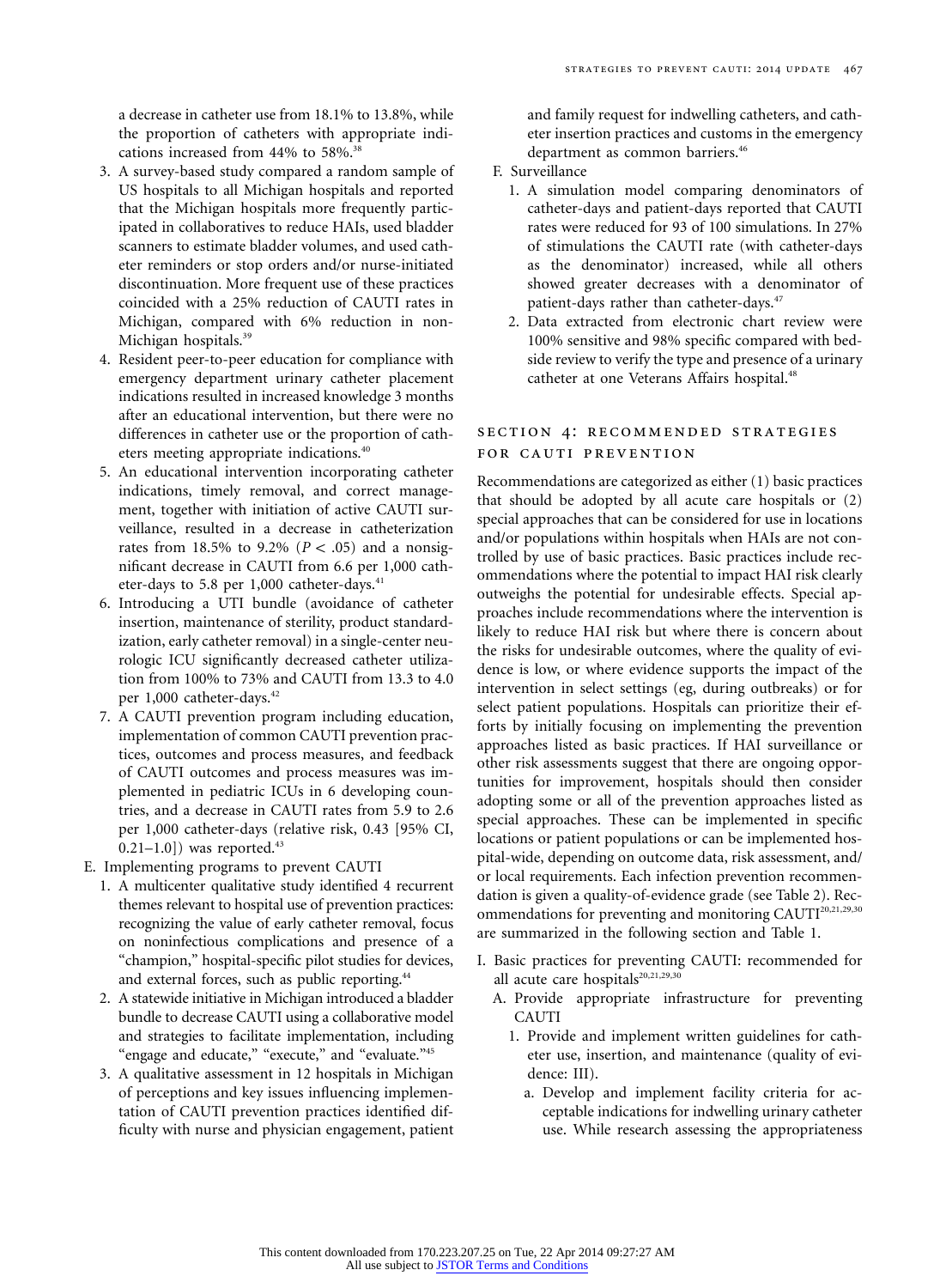a decrease in catheter use from 18.1% to 13.8%, while the proportion of catheters with appropriate indications increased from 44% to 58%.[38]

3. A survey-based study compared a random sample of US hospitals to all Michigan hospitals and reported that the Michigan hospitals more frequently participated in collaboratives to reduce HAIs, used bladder scanners to estimate bladder volumes, and used catheter reminders or stop orders and/or nurse-initiated discontinuation. More frequent use of these practices coincided with a 25% reduction of CAUTI rates in Michigan, compared with 6% reduction in non-Michigan hospitals.[39]
4. Resident peer-to-peer education for compliance with emergency department urinary catheter placement indications resulted in increased knowledge 3 months after an educational intervention, but there were no differences in catheter use or the proportion of catheters meeting appropriate indications.[40]
5. An educational intervention incorporating catheter indications, timely removal, and correct management, together with initiation of active CAUTI surveillance, resulted in a decrease in catheterization rates from 18.5% to 9.2% ($P < .05$) and a nonsignificant decrease in CAUTI from 6.6 per 1,000 catheter-days to 5.8 per 1,000 catheter-days.[41]
6. Introducing a UTI bundle (avoidance of catheter insertion, maintenance of sterility, product standardization, early catheter removal) in a single-center neurologic ICU significantly decreased catheter utilization from 100% to 73% and CAUTI from 13.3 to 4.0 per 1,000 catheter-days.[42]
7. A CAUTI prevention program including education, implementation of common CAUTI prevention practices, outcomes and process measures, and feedback of CAUTI outcomes and process measures was implemented in pediatric ICUs in 6 developing countries, and a decrease in CAUTI rates from 5.9 to 2.6 per 1,000 catheter-days (relative risk, 0.43 [95% CI, 0.21–1.0]) was reported.[43]

E. Implementing programs to prevent CAUTI

1. A multicenter qualitative study identified 4 recurrent themes relevant to hospital use of prevention practices: recognizing the value of early catheter removal, focus on noninfectious complications and presence of a "champion," hospital-specific pilot studies for devices, and external forces, such as public reporting.[44]
2. A statewide initiative in Michigan introduced a bladder bundle to decrease CAUTI using a collaborative model and strategies to facilitate implementation, including "engage and educate," "execute," and "evaluate."[45]
3. A qualitative assessment in 12 hospitals in Michigan of perceptions and key issues influencing implementation of CAUTI prevention practices identified difficulty with nurse and physician engagement, patient and family request for indwelling catheters, and catheter insertion practices and customs in the emergency department as common barriers.[46]

F. Surveillance

1. A simulation model comparing denominators of catheter-days and patient-days reported that CAUTI rates were reduced for 93 of 100 simulations. In 27% of stimulations the CAUTI rate (with catheter-days as the denominator) increased, while all others showed greater decreases with a denominator of patient-days rather than catheter-days.[47]
2. Data extracted from electronic chart review were 100% sensitive and 98% specific compared with bedside review to verify the type and presence of a urinary catheter at one Veterans Affairs hospital.[48]

## Section 4: Recommended Strategies for CAUTI Prevention

Recommendations are categorized as either (1) basic practices that should be adopted by all acute care hospitals or (2) special approaches that can be considered for use in locations and/or populations within hospitals when HAIs are not controlled by use of basic practices. Basic practices include recommendations where the potential to impact HAI risk clearly outweighs the potential for undesirable effects. Special approaches include recommendations where the intervention is likely to reduce HAI risk but where there is concern about the risks for undesirable outcomes, where the quality of evidence is low, or where evidence supports the impact of the intervention in select settings (eg, during outbreaks) or for select patient populations. Hospitals can prioritize their efforts by initially focusing on implementing the prevention approaches listed as basic practices. If HAI surveillance or other risk assessments suggest that there are ongoing opportunities for improvement, hospitals should then consider adopting some or all of the prevention approaches listed as special approaches. These can be implemented in specific locations or patient populations or can be implemented hospital-wide, depending on outcome data, risk assessment, and/or local requirements. Each infection prevention recommendation is given a quality-of-evidence grade (see Table 2). Recommendations for preventing and monitoring CAUTI[20,21,29,30] are summarized in the following section and Table 1.

I. Basic practices for preventing CAUTI: recommended for all acute care hospitals[20,21,29,30]

A. Provide appropriate infrastructure for preventing CAUTI

1. Provide and implement written guidelines for catheter use, insertion, and maintenance (quality of evidence: III).
   a. Develop and implement facility criteria for acceptable indications for indwelling urinary catheter use. While research assessing the appropriateness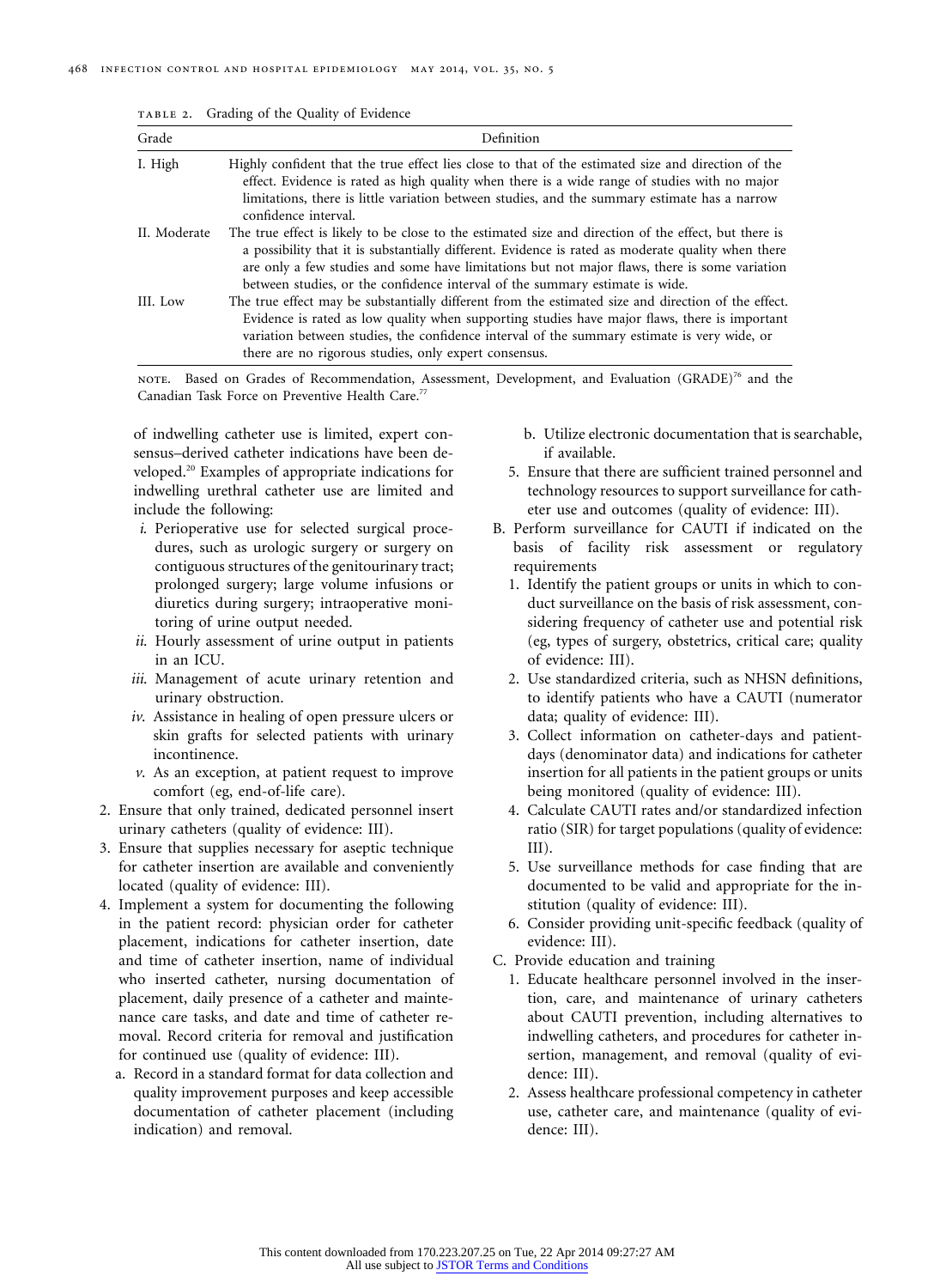Table 2. Grading of the Quality of Evidence

| Grade | Definition |
| --- | --- |
| I. High | Highly confident that the true effect lies close to that of the estimated size and direction of the effect. Evidence is rated as high quality when there is a wide range of studies with no major limitations, there is little variation between studies, and the summary estimate has a narrow confidence interval. |
| II. Moderate | The true effect is likely to be close to the estimated size and direction of the effect, but there is a possibility that it is substantially different. Evidence is rated as moderate quality when there are only a few studies and some have limitations but not major flaws, there is some variation between studies, or the confidence interval of the summary estimate is wide. |
| III. Low | The true effect may be substantially different from the estimated size and direction of the effect. Evidence is rated as low quality when supporting studies have major flaws, there is important variation between studies, the confidence interval of the summary estimate is very wide, or there are no rigorous studies, only expert consensus. |

Note. Based on Grades of Recommendation, Assessment, Development, and Evaluation (GRADE)[76] and the Canadian Task Force on Preventive Health Care.[77]

of indwelling catheter use is limited, expert consensus–derived catheter indications have been developed.[20] Examples of appropriate indications for indwelling urethral catheter use are limited and include the following:

*i.* Perioperative use for selected surgical procedures, such as urologic surgery or surgery on contiguous structures of the genitourinary tract; prolonged surgery; large volume infusions or diuretics during surgery; intraoperative monitoring of urine output needed.

*ii.* Hourly assessment of urine output in patients in an ICU.

*iii.* Management of acute urinary retention and urinary obstruction.

*iv.* Assistance in healing of open pressure ulcers or skin grafts for selected patients with urinary incontinence.

*v.* As an exception, at patient request to improve comfort (eg, end-of-life care).

2. Ensure that only trained, dedicated personnel insert urinary catheters (quality of evidence: III).
3. Ensure that supplies necessary for aseptic technique for catheter insertion are available and conveniently located (quality of evidence: III).
4. Implement a system for documenting the following in the patient record: physician order for catheter placement, indications for catheter insertion, date and time of catheter insertion, name of individual who inserted catheter, nursing documentation of placement, daily presence of a catheter and maintenance care tasks, and date and time of catheter removal. Record criteria for removal and justification for continued use (quality of evidence: III).
   a. Record in a standard format for data collection and quality improvement purposes and keep accessible documentation of catheter placement (including indication) and removal.
   b. Utilize electronic documentation that is searchable, if available.
5. Ensure that there are sufficient trained personnel and technology resources to support surveillance for catheter use and outcomes (quality of evidence: III).

B. Perform surveillance for CAUTI if indicated on the basis of facility risk assessment or regulatory requirements

1. Identify the patient groups or units in which to conduct surveillance on the basis of risk assessment, considering frequency of catheter use and potential risk (eg, types of surgery, obstetrics, critical care; quality of evidence: III).
2. Use standardized criteria, such as NHSN definitions, to identify patients who have a CAUTI (numerator data; quality of evidence: III).
3. Collect information on catheter-days and patient-days (denominator data) and indications for catheter insertion for all patients in the patient groups or units being monitored (quality of evidence: III).
4. Calculate CAUTI rates and/or standardized infection ratio (SIR) for target populations (quality of evidence: III).
5. Use surveillance methods for case finding that are documented to be valid and appropriate for the institution (quality of evidence: III).
6. Consider providing unit-specific feedback (quality of evidence: III).

C. Provide education and training

1. Educate healthcare personnel involved in the insertion, care, and maintenance of urinary catheters about CAUTI prevention, including alternatives to indwelling catheters, and procedures for catheter insertion, management, and removal (quality of evidence: III).
2. Assess healthcare professional competency in catheter use, catheter care, and maintenance (quality of evidence: III).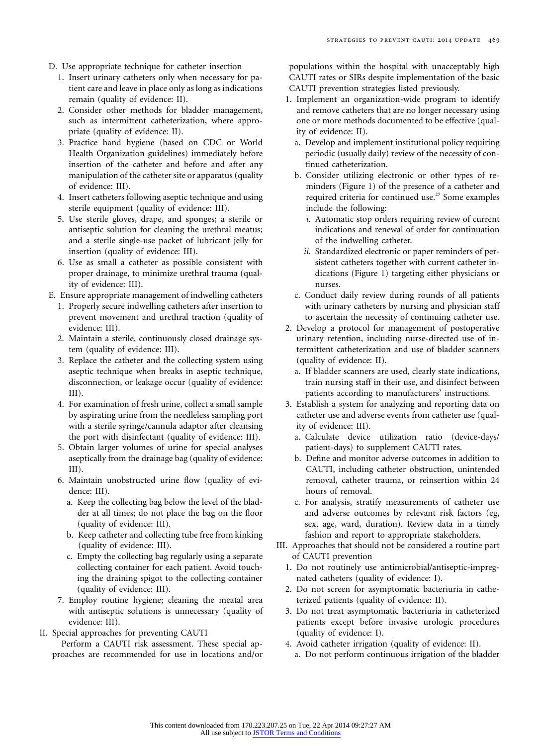D. Use appropriate technique for catheter insertion
   1. Insert urinary catheters only when necessary for patient care and leave in place only as long as indications remain (quality of evidence: II).
   2. Consider other methods for bladder management, such as intermittent catheterization, where appropriate (quality of evidence: II).
   3. Practice hand hygiene (based on CDC or World Health Organization guidelines) immediately before insertion of the catheter and before and after any manipulation of the catheter site or apparatus (quality of evidence: III).
   4. Insert catheters following aseptic technique and using sterile equipment (quality of evidence: III).
   5. Use sterile gloves, drape, and sponges; a sterile or antiseptic solution for cleaning the urethral meatus; and a sterile single-use packet of lubricant jelly for insertion (quality of evidence: III).
   6. Use as small a catheter as possible consistent with proper drainage, to minimize urethral trauma (quality of evidence: III).

E. Ensure appropriate management of indwelling catheters
   1. Properly secure indwelling catheters after insertion to prevent movement and urethral traction (quality of evidence: III).
   2. Maintain a sterile, continuously closed drainage system (quality of evidence: III).
   3. Replace the catheter and the collecting system using aseptic technique when breaks in aseptic technique, disconnection, or leakage occur (quality of evidence: III).
   4. For examination of fresh urine, collect a small sample by aspirating urine from the needleless sampling port with a sterile syringe/cannula adaptor after cleansing the port with disinfectant (quality of evidence: III).
   5. Obtain larger volumes of urine for special analyses aseptically from the drainage bag (quality of evidence: III).
   6. Maintain unobstructed urine flow (quality of evidence: III).
      a. Keep the collecting bag below the level of the bladder at all times; do not place the bag on the floor (quality of evidence: III).
      b. Keep catheter and collecting tube free from kinking (quality of evidence: III).
      c. Empty the collecting bag regularly using a separate collecting container for each patient. Avoid touching the draining spigot to the collecting container (quality of evidence: III).
   7. Employ routine hygiene; cleaning the meatal area with antiseptic solutions is unnecessary (quality of evidence: III).

II. Special approaches for preventing CAUTI

Perform a CAUTI risk assessment. These special approaches are recommended for use in locations and/or populations within the hospital with unacceptably high CAUTI rates or SIRs despite implementation of the basic CAUTI prevention strategies listed previously.

   1. Implement an organization-wide program to identify and remove catheters that are no longer necessary using one or more methods documented to be effective (quality of evidence: II).
      a. Develop and implement institutional policy requiring periodic (usually daily) review of the necessity of continued catheterization.
      b. Consider utilizing electronic or other types of reminders (Figure 1) of the presence of a catheter and required criteria for continued use.[27] Some examples include the following:
         *i.* Automatic stop orders requiring review of current indications and renewal of order for continuation of the indwelling catheter.
         *ii.* Standardized electronic or paper reminders of persistent catheters together with current catheter indications (Figure 1) targeting either physicians or nurses.
      c. Conduct daily review during rounds of all patients with urinary catheters by nursing and physician staff to ascertain the necessity of continuing catheter use.
   2. Develop a protocol for management of postoperative urinary retention, including nurse-directed use of intermittent catheterization and use of bladder scanners (quality of evidence: II).
      a. If bladder scanners are used, clearly state indications, train nursing staff in their use, and disinfect between patients according to manufacturers' instructions.
   3. Establish a system for analyzing and reporting data on catheter use and adverse events from catheter use (quality of evidence: III).
      a. Calculate device utilization ratio (device-days/patient-days) to supplement CAUTI rates.
      b. Define and monitor adverse outcomes in addition to CAUTI, including catheter obstruction, unintended removal, catheter trauma, or reinsertion within 24 hours of removal.
      c. For analysis, stratify measurements of catheter use and adverse outcomes by relevant risk factors (eg, sex, age, ward, duration). Review data in a timely fashion and report to appropriate stakeholders.

III. Approaches that should not be considered a routine part of CAUTI prevention
   1. Do not routinely use antimicrobial/antiseptic-impregnated catheters (quality of evidence: I).
   2. Do not screen for asymptomatic bacteriuria in catheterized patients (quality of evidence: II).
   3. Do not treat asymptomatic bacteriuria in catheterized patients except before invasive urologic procedures (quality of evidence: I).
   4. Avoid catheter irrigation (quality of evidence: II).
      a. Do not perform continuous irrigation of the bladder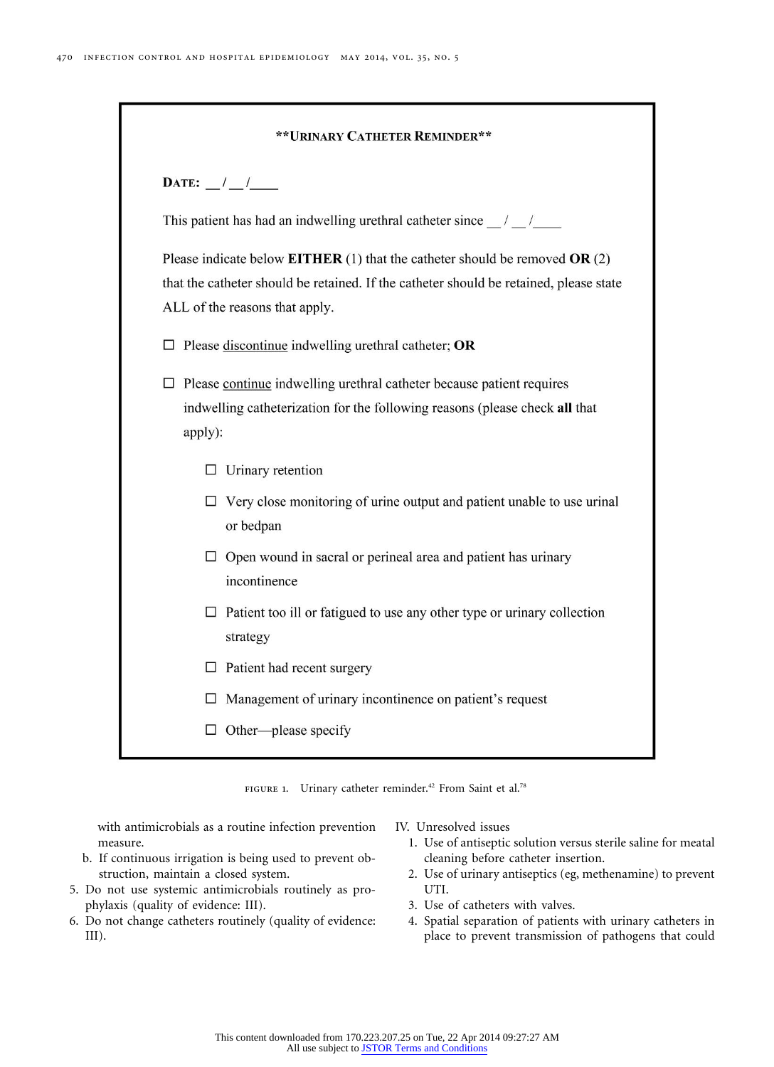**URINARY CATHETER REMINDER**

**DATE:** __ / __ /____

This patient has had an indwelling urethral catheter since __ / __ /____

Please indicate below **EITHER** (1) that the catheter should be removed **OR** (2) that the catheter should be retained. If the catheter should be retained, please state ALL of the reasons that apply.

☐ Please discontinue indwelling urethral catheter; **OR**

☐ Please continue indwelling urethral catheter because patient requires indwelling catheterization for the following reasons (please check **all** that apply):

- ☐ Urinary retention
- ☐ Very close monitoring of urine output and patient unable to use urinal or bedpan
- ☐ Open wound in sacral or perineal area and patient has urinary incontinence
- ☐ Patient too ill or fatigued to use any other type or urinary collection strategy
- ☐ Patient had recent surgery
- ☐ Management of urinary incontinence on patient's request
- ☐ Other—please specify

FIGURE 1. Urinary catheter reminder.[42] From Saint et al.[78]

with antimicrobials as a routine infection prevention measure.

b. If continuous irrigation is being used to prevent obstruction, maintain a closed system.

5. Do not use systemic antimicrobials routinely as prophylaxis (quality of evidence: III).
6. Do not change catheters routinely (quality of evidence: III).

IV. Unresolved issues

1. Use of antiseptic solution versus sterile saline for meatal cleaning before catheter insertion.
2. Use of urinary antiseptics (eg, methenamine) to prevent UTI.
3. Use of catheters with valves.
4. Spatial separation of patients with urinary catheters in place to prevent transmission of pathogens that could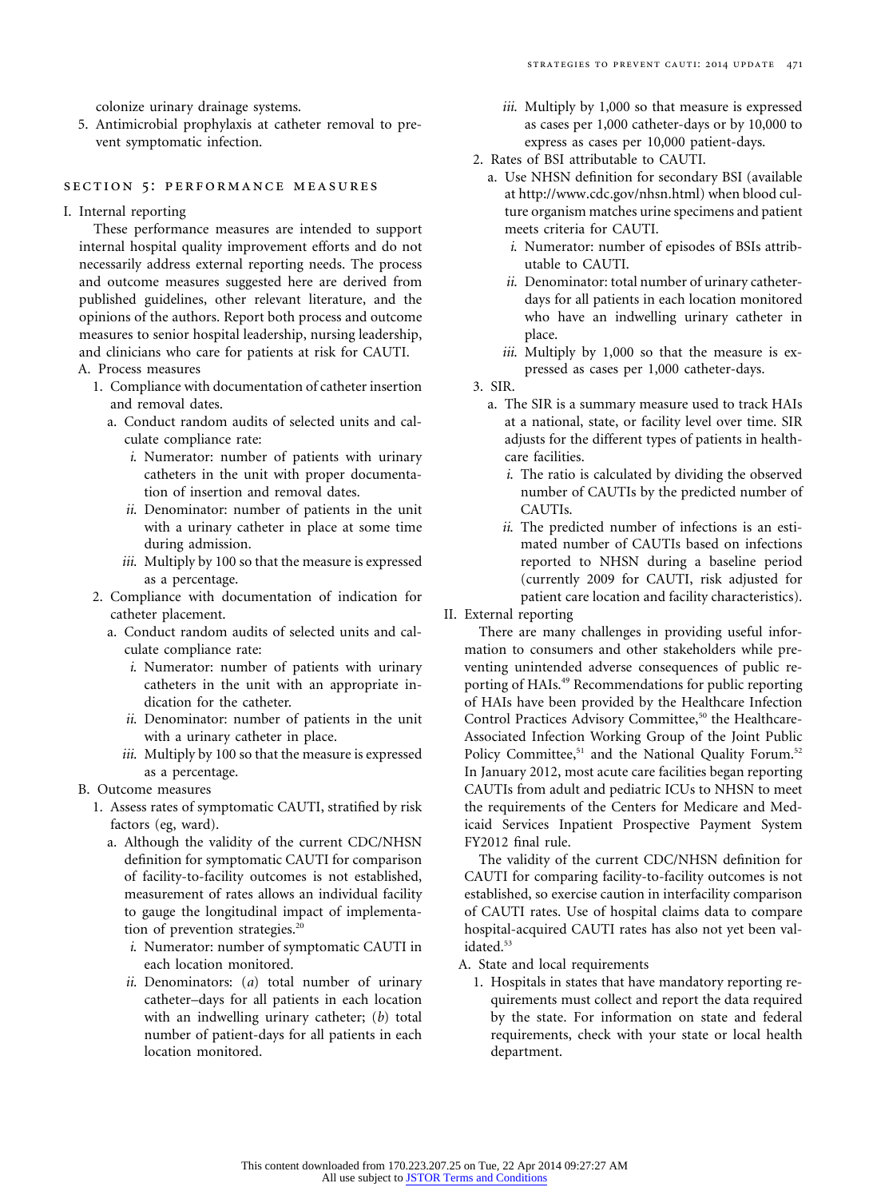colonize urinary drainage systems.

5. Antimicrobial prophylaxis at catheter removal to prevent symptomatic infection.

## SECTION 5: PERFORMANCE MEASURES

I. Internal reporting

These performance measures are intended to support internal hospital quality improvement efforts and do not necessarily address external reporting needs. The process and outcome measures suggested here are derived from published guidelines, other relevant literature, and the opinions of the authors. Report both process and outcome measures to senior hospital leadership, nursing leadership, and clinicians who care for patients at risk for CAUTI.

A. Process measures

1. Compliance with documentation of catheter insertion and removal dates.
   a. Conduct random audits of selected units and calculate compliance rate:
      *i.* Numerator: number of patients with urinary catheters in the unit with proper documentation of insertion and removal dates.
      *ii.* Denominator: number of patients in the unit with a urinary catheter in place at some time during admission.
      *iii.* Multiply by 100 so that the measure is expressed as a percentage.
2. Compliance with documentation of indication for catheter placement.
   a. Conduct random audits of selected units and calculate compliance rate:
      *i.* Numerator: number of patients with urinary catheters in the unit with an appropriate indication for the catheter.
      *ii.* Denominator: number of patients in the unit with a urinary catheter in place.
      *iii.* Multiply by 100 so that the measure is expressed as a percentage.

B. Outcome measures

1. Assess rates of symptomatic CAUTI, stratified by risk factors (eg, ward).
   a. Although the validity of the current CDC/NHSN definition for symptomatic CAUTI for comparison of facility-to-facility outcomes is not established, measurement of rates allows an individual facility to gauge the longitudinal impact of implementation of prevention strategies.[20]
      *i.* Numerator: number of symptomatic CAUTI in each location monitored.
      *ii.* Denominators: (*a*) total number of urinary catheter–days for all patients in each location with an indwelling urinary catheter; (*b*) total number of patient-days for all patients in each location monitored.
      *iii.* Multiply by 1,000 so that measure is expressed as cases per 1,000 catheter-days or by 10,000 to express as cases per 10,000 patient-days.
2. Rates of BSI attributable to CAUTI.
   a. Use NHSN definition for secondary BSI (available at http://www.cdc.gov/nhsn.html) when blood culture organism matches urine specimens and patient meets criteria for CAUTI.
      *i.* Numerator: number of episodes of BSIs attributable to CAUTI.
      *ii.* Denominator: total number of urinary catheter-days for all patients in each location monitored who have an indwelling urinary catheter in place.
      *iii.* Multiply by 1,000 so that the measure is expressed as cases per 1,000 catheter-days.
3. SIR.
   a. The SIR is a summary measure used to track HAIs at a national, state, or facility level over time. SIR adjusts for the different types of patients in healthcare facilities.
      *i.* The ratio is calculated by dividing the observed number of CAUTIs by the predicted number of CAUTIs.
      *ii.* The predicted number of infections is an estimated number of CAUTIs based on infections reported to NHSN during a baseline period (currently 2009 for CAUTI, risk adjusted for patient care location and facility characteristics).

II. External reporting

There are many challenges in providing useful information to consumers and other stakeholders while preventing unintended adverse consequences of public reporting of HAIs.[49] Recommendations for public reporting of HAIs have been provided by the Healthcare Infection Control Practices Advisory Committee,[50] the Healthcare-Associated Infection Working Group of the Joint Public Policy Committee,[51] and the National Quality Forum.[52] In January 2012, most acute care facilities began reporting CAUTIs from adult and pediatric ICUs to NHSN to meet the requirements of the Centers for Medicare and Medicaid Services Inpatient Prospective Payment System FY2012 final rule.

The validity of the current CDC/NHSN definition for CAUTI for comparing facility-to-facility outcomes is not established, so exercise caution in interfacility comparison of CAUTI rates. Use of hospital claims data to compare hospital-acquired CAUTI rates has also not yet been validated.[53]

A. State and local requirements

1. Hospitals in states that have mandatory reporting requirements must collect and report the data required by the state. For information on state and federal requirements, check with your state or local health department.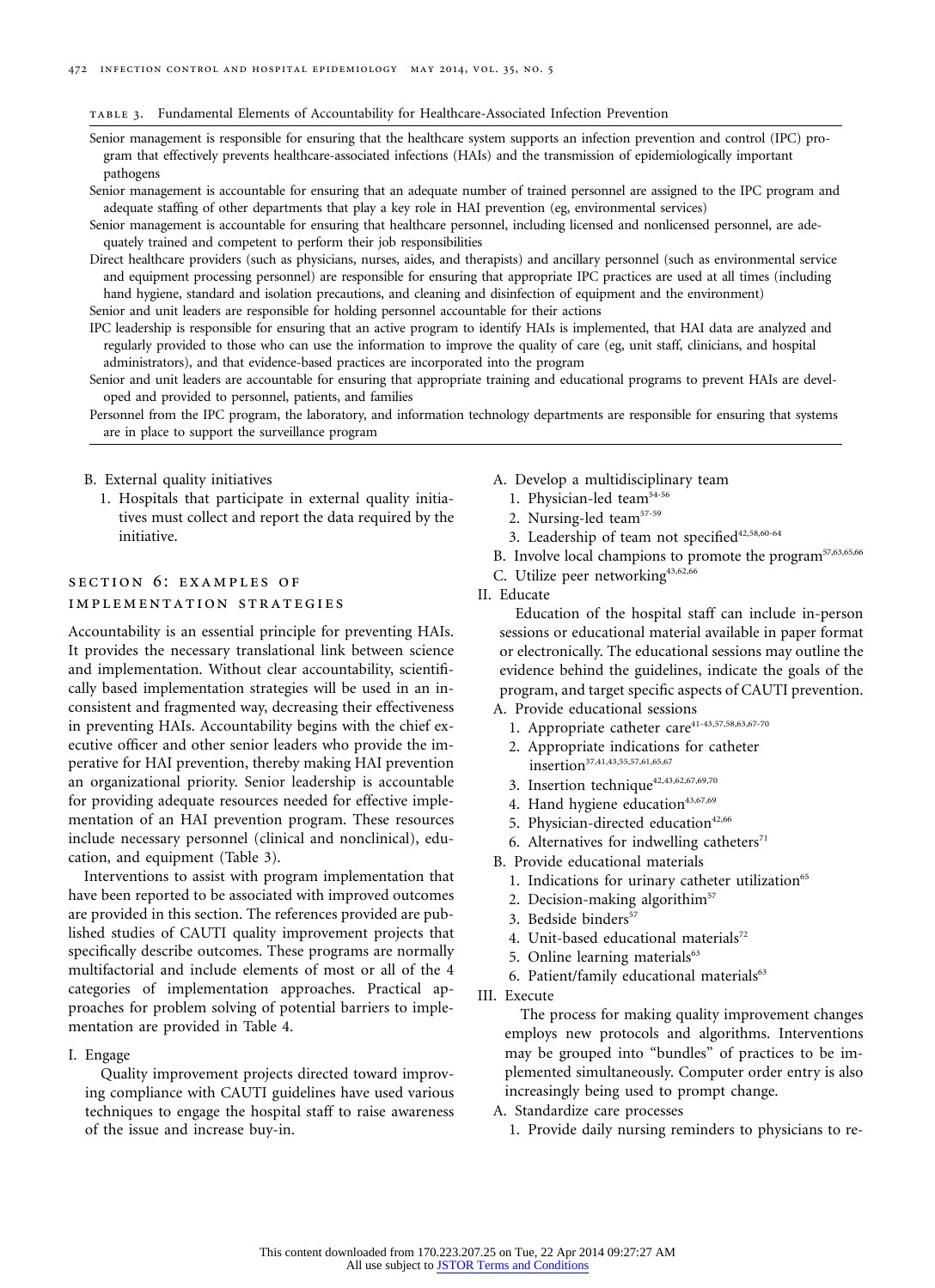TABLE 3. Fundamental Elements of Accountability for Healthcare-Associated Infection Prevention

| |
|---|
| Senior management is responsible for ensuring that the healthcare system supports an infection prevention and control (IPC) program that effectively prevents healthcare-associated infections (HAIs) and the transmission of epidemiologically important pathogens |
| Senior management is accountable for ensuring that an adequate number of trained personnel are assigned to the IPC program and adequate staffing of other departments that play a key role in HAI prevention (eg, environmental services) |
| Senior management is accountable for ensuring that healthcare personnel, including licensed and nonlicensed personnel, are adequately trained and competent to perform their job responsibilities |
| Direct healthcare providers (such as physicians, nurses, aides, and therapists) and ancillary personnel (such as environmental service and equipment processing personnel) are responsible for ensuring that appropriate IPC practices are used at all times (including hand hygiene, standard and isolation precautions, and cleaning and disinfection of equipment and the environment) |
| Senior and unit leaders are responsible for holding personnel accountable for their actions |
| IPC leadership is responsible for ensuring that an active program to identify HAIs is implemented, that HAI data are analyzed and regularly provided to those who can use the information to improve the quality of care (eg, unit staff, clinicians, and hospital administrators), and that evidence-based practices are incorporated into the program |
| Senior and unit leaders are accountable for ensuring that appropriate training and educational programs to prevent HAIs are developed and provided to personnel, patients, and families |
| Personnel from the IPC program, the laboratory, and information technology departments are responsible for ensuring that systems are in place to support the surveillance program |

B. External quality initiatives
   1. Hospitals that participate in external quality initiatives must collect and report the data required by the initiative.

## SECTION 6: EXAMPLES OF IMPLEMENTATION STRATEGIES

Accountability is an essential principle for preventing HAIs. It provides the necessary translational link between science and implementation. Without clear accountability, scientifically based implementation strategies will be used in an inconsistent and fragmented way, decreasing their effectiveness in preventing HAIs. Accountability begins with the chief executive officer and other senior leaders who provide the imperative for HAI prevention, thereby making HAI prevention an organizational priority. Senior leadership is accountable for providing adequate resources needed for effective implementation of an HAI prevention program. These resources include necessary personnel (clinical and nonclinical), education, and equipment (Table 3).

Interventions to assist with program implementation that have been reported to be associated with improved outcomes are provided in this section. The references provided are published studies of CAUTI quality improvement projects that specifically describe outcomes. These programs are normally multifactorial and include elements of most or all of the 4 categories of implementation approaches. Practical approaches for problem solving of potential barriers to implementation are provided in Table 4.

I. Engage

   Quality improvement projects directed toward improving compliance with CAUTI guidelines have used various techniques to engage the hospital staff to raise awareness of the issue and increase buy-in.

   A. Develop a multidisciplinary team
      1. Physician-led team[54-56]
      2. Nursing-led team[57-59]
      3. Leadership of team not specified[42,58,60-64]
   B. Involve local champions to promote the program[57,63,65,66]
   C. Utilize peer networking[43,62,66]

II. Educate

   Education of the hospital staff can include in-person sessions or educational material available in paper format or electronically. The educational sessions may outline the evidence behind the guidelines, indicate the goals of the program, and target specific aspects of CAUTI prevention.

   A. Provide educational sessions
      1. Appropriate catheter care[41-43,57,58,63,67-70]
      2. Appropriate indications for catheter insertion[37,41,43,55,57,61,65,67]
      3. Insertion technique[42,43,62,67,69,70]
      4. Hand hygiene education[43,67,69]
      5. Physician-directed education[42,66]
      6. Alternatives for indwelling catheters[71]
   B. Provide educational materials
      1. Indications for urinary catheter utilization[65]
      2. Decision-making algorithim[57]
      3. Bedside binders[57]
      4. Unit-based educational materials[72]
      5. Online learning materials[63]
      6. Patient/family educational materials[63]

III. Execute

   The process for making quality improvement changes employs new protocols and algorithms. Interventions may be grouped into "bundles" of practices to be implemented simultaneously. Computer order entry is also increasingly being used to prompt change.

   A. Standardize care processes
      1. Provide daily nursing reminders to physicians to re-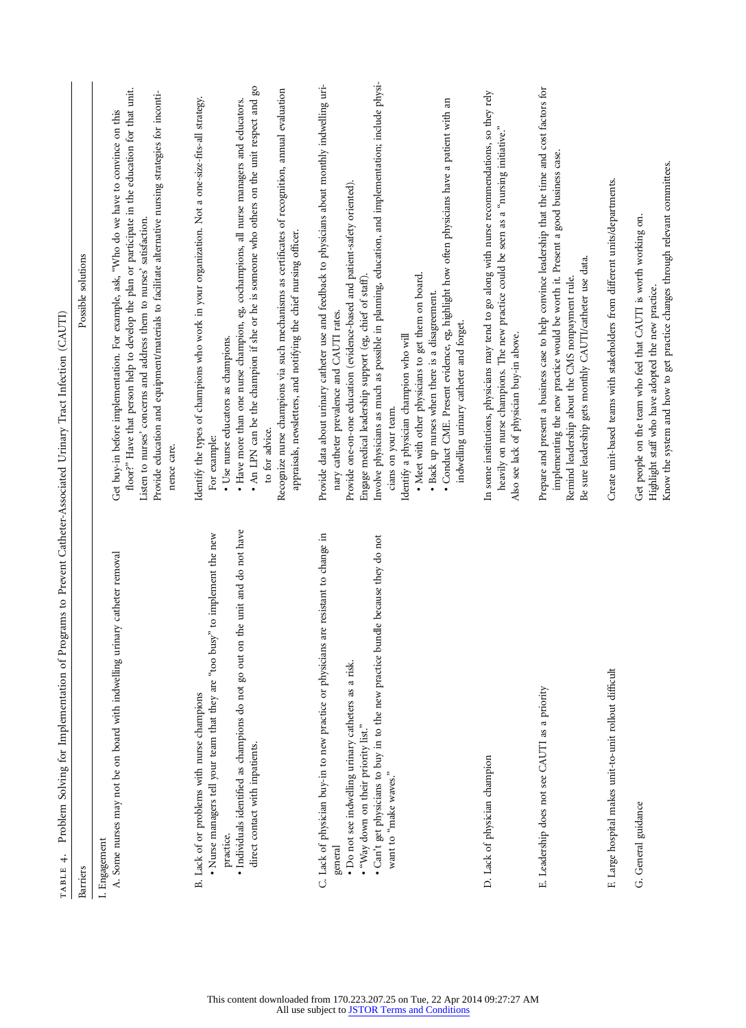TABLE 4. Problem Solving for Implementation of Programs to Prevent Catheter-Associated Urinary Tract Infection (CAUTI)

| Barriers | Possible solutions |
| --- | --- |
| I. Engagement<br>A. Some nurses may not be on board with indwelling urinary catheter removal | Get buy-in before implementation. For example, ask, "Who do we have to convince on this floor?" Have that person help to develop the plan or participate in the education for that unit.<br>Listen to nurses' concerns and address them to nurses' satisfaction.<br>Provide education and equipment/materials to facilitate alternative nursing strategies for incontinence care. |
| B. Lack of or problems with nurse champions<br>• Nurse managers tell your team that they are "too busy" to implement the new practice.<br>• Individuals identified as champions do not go out on the unit and do not have direct contact with inpatients. | Identify the types of champions who work in your organization. Not a one-size-fits-all strategy. For example:<br>• Use nurse educators as champions.<br>• Have more than one nurse champion, eg, cochampions, all nurse managers and educators.<br>• An LPN can be the champion if she or he is someone who others on the unit respect and go to for advice.<br>Recognize nurse champions via such mechanisms as certificates of recognition, annual evaluation appraisals, newsletters, and notifying the chief nursing officer. |
| C. Lack of physician buy-in to new practice or physicians are resistant to change in general<br>• Do not see indwelling urinary catheters as a risk.<br>• "Way down on their priority list."<br>• Can't get physicians to buy in to the new practice bundle because they do not want to "make waves." | Provide data about urinary catheter use and feedback to physicians about monthly indwelling urinary catheter prevalence and CAUTI rates.<br>Provide one-on-one education (evidence-based and patient-safety oriented).<br>Engage medical leadership support (eg, chief of staff).<br>Involve physicians as much as possible in planning, education, and implementation; include physicians on your team.<br>Identify a physician champion who will<br>• Meet with other physicians to get them on board.<br>• Back up nurses when there is a disagreement.<br>• Conduct CME. Present evidence, eg, highlight how often physicians have a patient with an indwelling urinary catheter and forget. |
| D. Lack of physician champion | In some institutions, physicians may tend to go along with nurse recommendations, so they rely heavily on nurse champions. The new practice could be seen as a "nursing initiative."<br>Also see lack of physician buy-in above. |
| E. Leadership does not see CAUTI as a priority | Prepare and present a business case to help convince leadership that the time and cost factors for implementing the new practice would be worth it. Present a good business case.<br>Remind leadership about the CMS nonpayment rule.<br>Be sure leadership gets monthly CAUTI/catheter use data. |
| F. Large hospital makes unit-to-unit rollout difficult | Create unit-based teams with stakeholders from different units/departments. |
| G. General guidance | Get people on the team who feel that CAUTI is worth working on.<br>Highlight staff who have adopted the new practice.<br>Know the system and how to get practice changes through relevant committees. |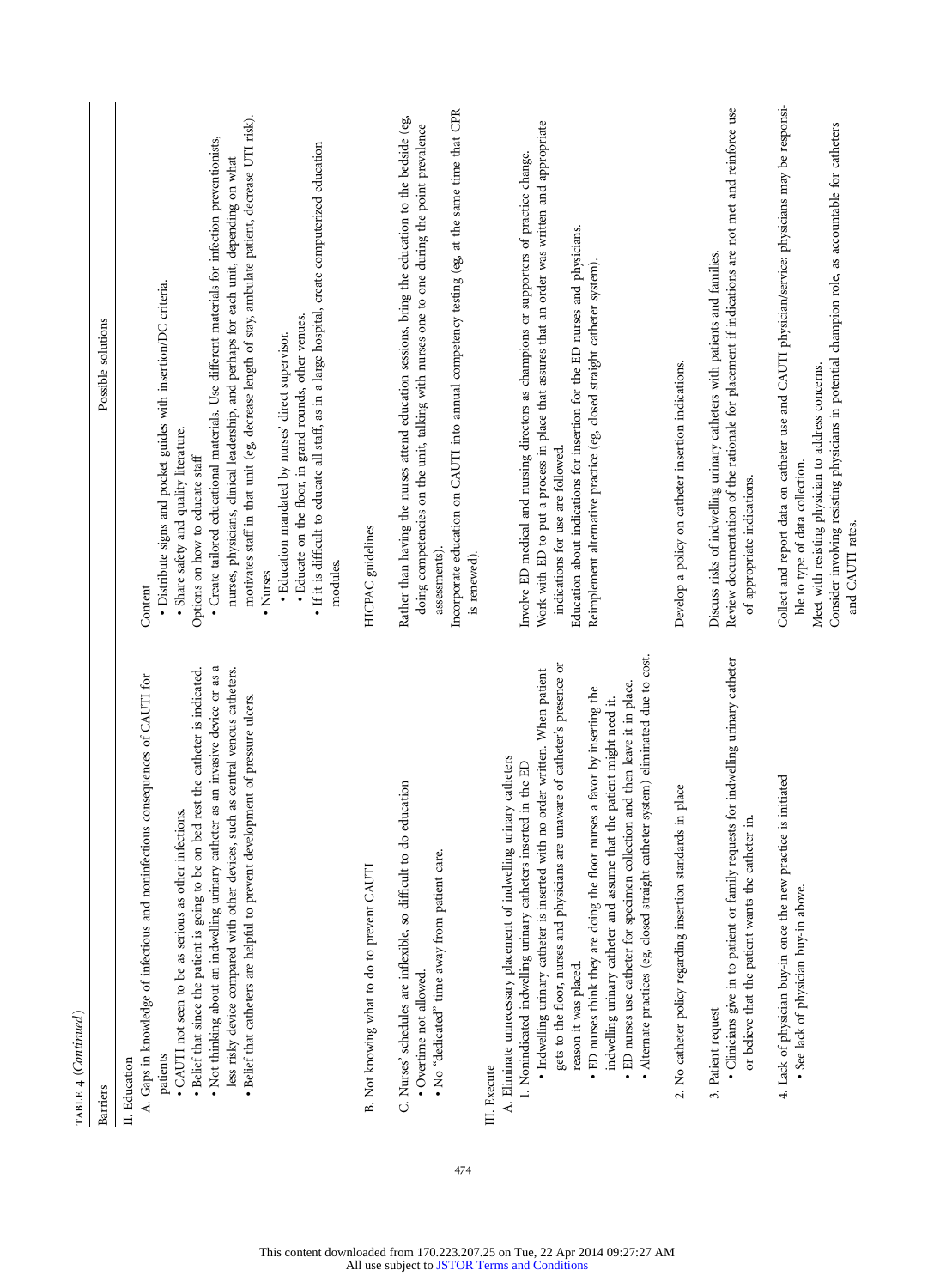TABLE 4 (*Continued*)

| Barriers | Possible solutions |
|---|---|
| II. Education | |
| A. Gaps in knowledge of infectious and noninfectious consequences of CAUTI for patients<br>• CAUTI not seen to be as serious as other infections.<br>• Belief that since the patient is going to be on bed rest the catheter is indicated.<br>• Not thinking about an indwelling urinary catheter as an invasive device or as a less risky device compared with other devices, such as central venous catheters.<br>• Belief that catheters are helpful to prevent development of pressure ulcers. | Content<br>• Distribute signs and pocket guides with insertion/DC criteria.<br>• Share safety and quality literature.<br>Options on how to educate staff<br>• Create tailored educational materials. Use different materials for infection preventionists, nurses, physicians, clinical leadership, and perhaps for each unit, depending on what motivates staff in that unit (eg, decrease length of stay, ambulate patient, decrease UTI risk).<br>• Nurses<br>• Education mandated by nurses' direct supervisor.<br>• Educate on the floor, in grand rounds, other venues.<br>• If it is difficult to educate all staff, as in a large hospital, create computerized education modules. |
| B. Not knowing what to do to prevent CAUTI | HICPAC guidelines |
| C. Nurses' schedules are inflexible, so difficult to do education<br>• Overtime not allowed.<br>• No "dedicated" time away from patient care. | Rather than having the nurses attend education sessions, bring the education to the bedside (eg, doing competencies on the unit, talking with nurses one to one during the point prevalence assessments).<br>Incorporate education on CAUTI into annual competency testing (eg, at the same time that CPR is renewed). |
| III. Execute | |
| A. Eliminate unnecessary placement of indwelling urinary catheters | |
| 1. Nonindicated indwelling urinary catheters inserted in the ED<br>• Indwelling urinary catheter is inserted with no order written. When patient gets to the floor, nurses and physicians are unaware of catheter's presence or reason it was placed.<br>• ED nurses think they are doing the floor nurses a favor by inserting the indwelling urinary catheter and assume that the patient might need it.<br>• ED nurses use catheter for specimen collection and then leave it in place.<br>• Alternate practices (eg, closed straight catheter system) eliminated due to cost. | Involve ED medical and nursing directors as champions or supporters of practice change.<br>Work with ED to put a process in place that assures that an order was written and appropriate indications for use are followed.<br>Education about indications for insertion for the ED nurses and physicians.<br>Reimplement alternative practice (eg, closed straight catheter system). |
| 2. No catheter policy regarding insertion standards in place | Develop a policy on catheter insertion indications. |
| 3. Patient request<br>• Clinicians give in to patient or family requests for indwelling urinary catheter or believe that the patient wants the catheter in. | Discuss risks of indwelling urinary catheters with patients and families.<br>Review documentation of the rationale for placement if indications are not met and reinforce use of appropriate indications. |
| 4. Lack of physician buy-in once the new practice is initiated<br>• See lack of physician buy-in above. | Collect and report data on catheter use and CAUTI physician/service: physicians may be responsible to type of data collection.<br>Meet with resisting physician to address concerns.<br>Consider involving resisting physicians in potential champion role, as accountable for catheters and CAUTI rates. |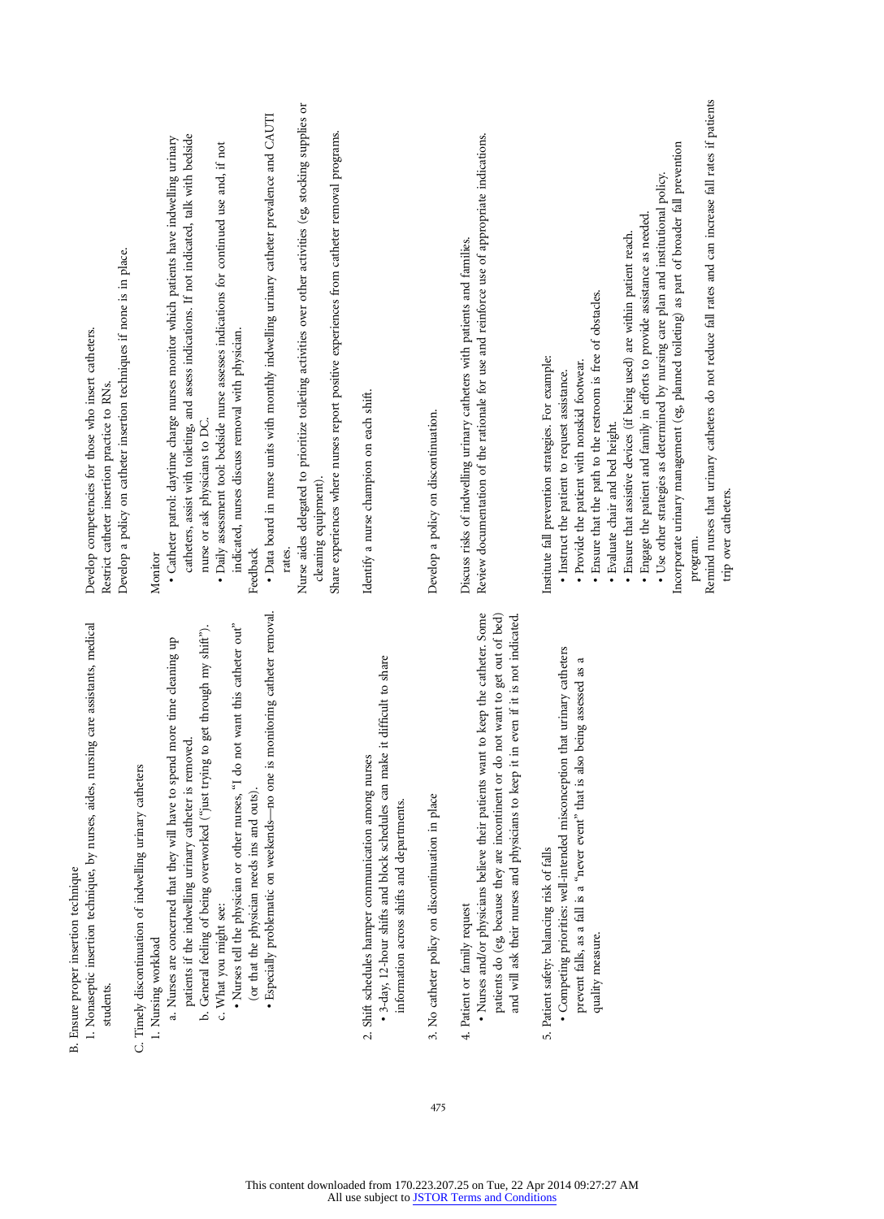| | |
|---|---|
| B. Ensure proper insertion technique | |
| 1. Nonaseptic insertion technique, by nurses, aides, nursing care assistants, medical students. | Develop competencies for those who insert catheters.<br>Restrict catheter insertion practice to RNs.<br>Develop a policy on catheter insertion techniques if none is in place. |
| C. Timely discontinuation of indwelling urinary catheters | |
| 1. Nursing workload<br>a. Nurses are concerned that they will have to spend more time cleaning up patients if the indwelling urinary catheter is removed.<br>b. General feeling of being overworked ("just trying to get through my shift").<br>c. What you might see:<br>• Nurses tell the physician or other nurses, "I do not want this catheter out" (or that the physician needs ins and outs).<br>• Especially problematic on weekends—no one is monitoring catheter removal. | Monitor<br>• Catheter patrol: daytime charge nurses monitor which patients have indwelling urinary catheters, assist with toileting, and assess indications. If not indicated, talk with bedside nurse or ask physicians to DC.<br>• Daily assessment tool: bedside nurse assesses indications for continued use and, if not indicated, nurses discuss removal with physician.<br>Feedback<br>• Data board in nurse units with monthly indwelling urinary catheter prevalence and CAUTI rates.<br>Nurse aides delegated to prioritize toileting activities over other activities (eg, stocking supplies or cleaning equipment).<br>Share experiences where nurses report positive experiences from catheter removal programs. |
| 2. Shift schedules hamper communication among nurses<br>• 3-day, 12-hour shifts and block schedules can make it difficult to share information across shifts and departments. | Identify a nurse champion on each shift. |
| 3. No catheter policy on discontinuation in place | Develop a policy on discontinuation. |
| 4. Patient or family request<br>• Nurses and/or physicians believe their patients want to keep the catheter. Some patients do (eg, because they are incontinent or do not want to get out of bed) and will ask their nurses and physicians to keep it in even if it is not indicated. | Discuss risks of indwelling urinary catheters with patients and families.<br>Review documentation of the rationale for use and reinforce use of appropriate indications. |
| 5. Patient safety: balancing risk of falls<br>• Competing priorities: well-intended misconception that urinary catheters prevent falls, as a fall is a "never event" that is also being assessed as a quality measure. | Institute fall prevention strategies. For example:<br>• Instruct the patient to request assistance.<br>• Provide the patient with nonskid footwear.<br>• Ensure that the path to the restroom is free of obstacles.<br>• Evaluate chair and bed height.<br>• Ensure that assistive devices (if being used) are within patient reach.<br>• Engage the patient and family in efforts to provide assistance as needed.<br>• Use other strategies as determined by nursing care plan and institutional policy.<br>Incorporate urinary management (eg, planned toileting) as part of broader fall prevention program.<br>Remind nurses that urinary catheters do not reduce fall rates and can increase fall rates if patients trip over catheters. |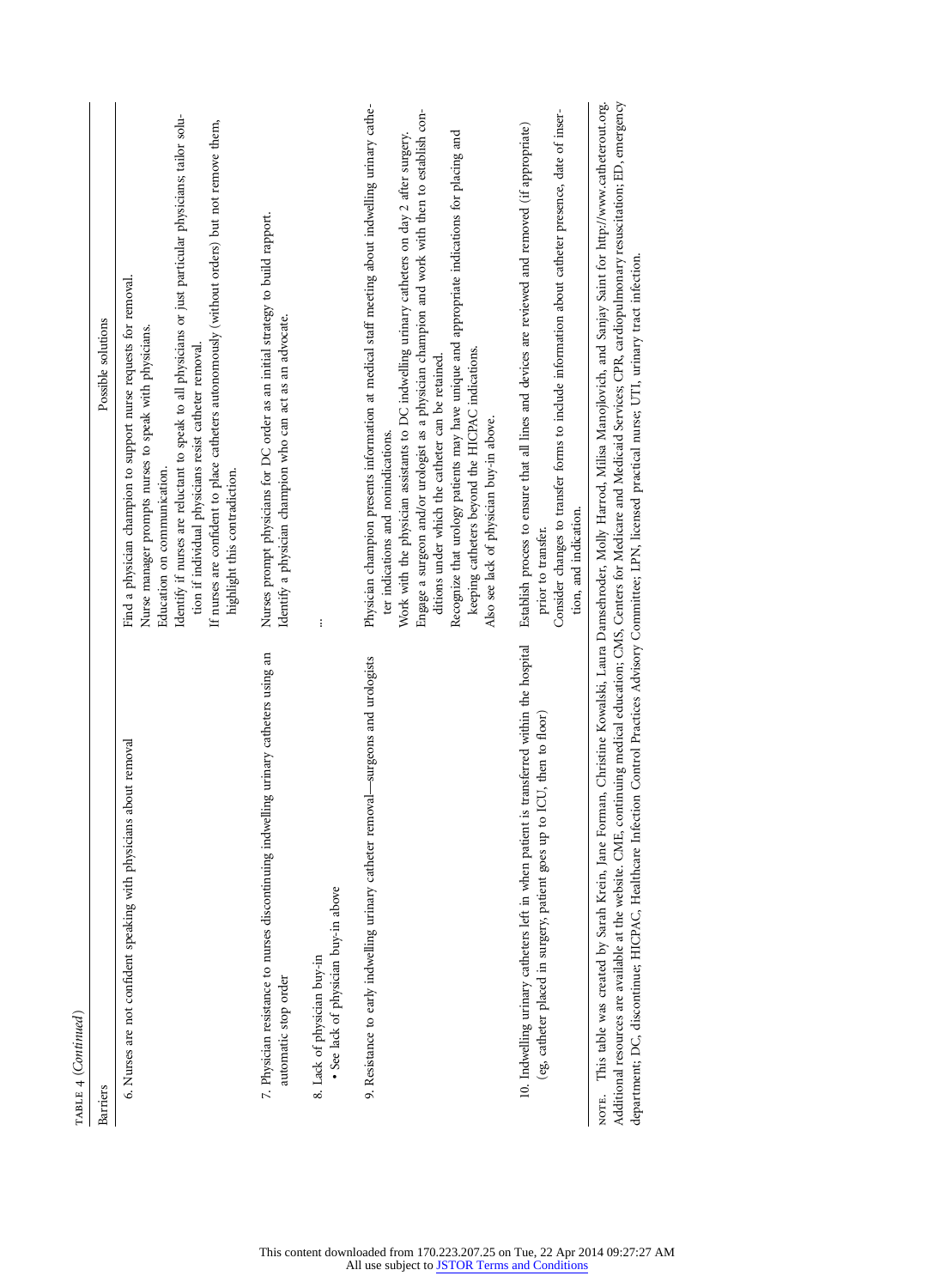TABLE 4 (*Continued*)

| Barriers | Possible solutions |
|---|---|
| 6. Nurses are not confident speaking with physicians about removal | Find a physician champion to support nurse requests for removal.<br>Nurse manager prompts nurses to speak with physicians.<br>Education on communication.<br>Identify if nurses are reluctant to speak to all physicians or just particular physicians; tailor solution if individual physicians resist catheter removal.<br>If nurses are confident to place catheters autonomously (without orders) but not remove them, highlight this contradiction. |
| 7. Physician resistance to nurses discontinuing indwelling urinary catheters using an automatic stop order | Nurses prompt physicians for DC order as an initial strategy to build rapport.<br>Identify a physician champion who can act as an advocate. |
| 8. Lack of physician buy-in<br>• See lack of physician buy-in above | ... |
| 9. Resistance to early indwelling urinary catheter removal—surgeons and urologists | Physician champion presents information at medical staff meeting about indwelling urinary catheter indications and nonindications.<br>Work with the physician assistants to DC indwelling urinary catheters on day 2 after surgery.<br>Engage a surgeon and/or urologist as a physician champion and work with then to establish conditions under which the catheter can be retained.<br>Recognize that urology patients may have unique and appropriate indications for placing and keeping catheters beyond the HICPAC indications.<br>Also see lack of physician buy-in above. |
| 10. Indwelling urinary catheters left in when patient is transferred within the hospital (eg, catheter placed in surgery, patient goes up to ICU, then to floor) | Establish process to ensure that all lines and devices are reviewed and removed (if appropriate) prior to transfer.<br>Consider changes to transfer forms to include information about catheter presence, date of insertion, and indication. |

NOTE. This table was created by Sarah Krein, Jane Forman, Christine Kowalski, Laura Damschroder, Molly Harrod, Milisa Manojlovich, and Sanjay Saint for http://www.catheterout.org. Additional resources are available at the website. CME, continuing medical education; CMS, Centers for Medicare and Medicaid Services; CPR, cardiopulmonary resuscitation; ED, emergency department; DC, discontinue; HICPAC, Healthcare Infection Control Practices Advisory Committee; LPN, licensed practical nurse; UTI, urinary tract infection.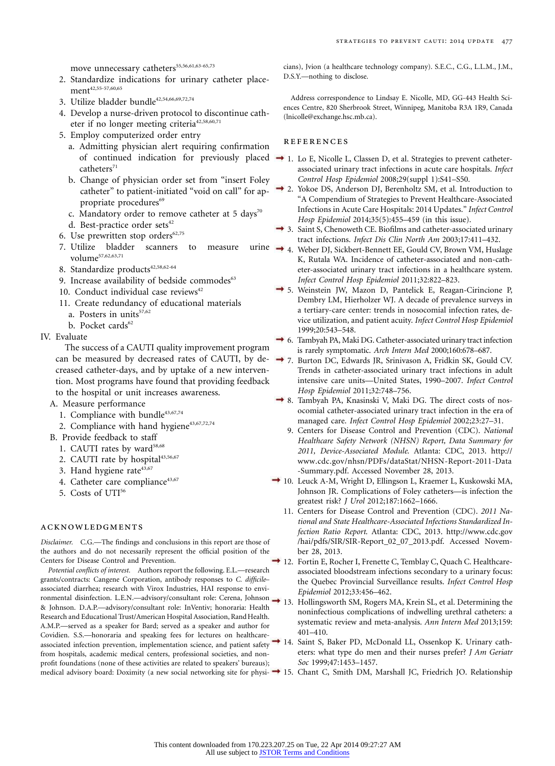move unnecessary catheters[55,56,61,63-65,73]

2. Standardize indications for urinary catheter placement[42,55-57,60,65]
3. Utilize bladder bundle[42,54,66,69,72,74]
4. Develop a nurse-driven protocol to discontinue catheter if no longer meeting criteria[42,58,60,71]
5. Employ computerized order entry
   a. Admitting physician alert requiring confirmation of continued indication for previously placed catheters[71]
   b. Change of physician order set from "insert Foley catheter" to patient-initiated "void on call" for appropriate procedures[69]
   c. Mandatory order to remove catheter at 5 days[70]
   d. Best-practice order sets[42]
6. Use prewritten stop orders[62,75]
7. Utilize bladder scanners to measure urine volume[57,62,63,71]
8. Standardize products[42,58,62-64]
9. Increase availability of bedside commodes[63]
10. Conduct individual case reviews[42]
11. Create redundancy of educational materials
    a. Posters in units[57,62]
    b. Pocket cards[62]

IV. Evaluate

The success of a CAUTI quality improvement program can be measured by decreased rates of CAUTI, by decreased catheter-days, and by uptake of a new intervention. Most programs have found that providing feedback to the hospital or unit increases awareness.

A. Measure performance
   1. Compliance with bundle[43,67,74]
   2. Compliance with hand hygiene[43,67,72,74]

B. Provide feedback to staff
   1. CAUTI rates by ward[58,68]
   2. CAUTI rate by hospital[43,56,67]
   3. Hand hygiene rate[43,67]
   4. Catheter care compliance[43,67]
   5. Costs of UTI[56]

## ACKNOWLEDGMENTS

*Disclaimer.* C.G.—The findings and conclusions in this report are those of the authors and do not necessarily represent the official position of the Centers for Disease Control and Prevention.

*Potential conflicts of interest.* Authors report the following. E.L.—research grants/contracts: Cangene Corporation, antibody responses to *C. difficile*–associated diarrhea; research with Virox Industries, HAI response to environmental disinfection. L.E.N.—advisory/consultant role: Cerena, Johnson & Johnson. D.A.P.—advisory/consultant role: InVentiv; honoraria: Health Research and Educational Trust/American Hospital Association, Rand Health. A.M.P.—served as a speaker for Bard; served as a speaker and author for Covidien. S.S.—honoraria and speaking fees for lectures on healthcare-associated infection prevention, implementation science, and patient safety from hospitals, academic medical centers, professional societies, and nonprofit foundations (none of these activities are related to speakers' bureaus); medical advisory board: Doximity (a new social networking site for physicians), Jvion (a healthcare technology company). S.E.C., C.G., L.L.M., J.M., D.S.Y.—nothing to disclose.

Address correspondence to Lindsay E. Nicolle, MD, GG-443 Health Sciences Centre, 820 Sherbrook Street, Winnipeg, Manitoba R3A 1R9, Canada (lnicolle@exchange.hsc.mb.ca).

## REFERENCES

1. Lo E, Nicolle L, Classen D, et al. Strategies to prevent catheter-associated urinary tract infections in acute care hospitals. *Infect Control Hosp Epidemiol* 2008;29(suppl 1):S41–S50.
2. Yokoe DS, Anderson DJ, Berenholtz SM, et al. Introduction to "A Compendium of Strategies to Prevent Healthcare-Associated Infections in Acute Care Hospitals: 2014 Updates." *Infect Control Hosp Epidemiol* 2014;35(5):455–459 (in this issue).
3. Saint S, Chenoweth CE. Biofilms and catheter-associated urinary tract infections. *Infect Dis Clin North Am* 2003;17:411–432.
4. Weber DJ, Sickbert-Bennett EE, Gould CV, Brown VM, Huslage K, Rutala WA. Incidence of catheter-associated and non-catheter-associated urinary tract infections in a healthcare system. *Infect Control Hosp Epidemiol* 2011;32:822–823.
5. Weinstein JW, Mazon D, Pantelick E, Reagan-Cirincione P, Dembry LM, Hierholzer WJ. A decade of prevalence surveys in a tertiary-care center: trends in nosocomial infection rates, device utilization, and patient acuity. *Infect Control Hosp Epidemiol* 1999;20:543–548.
6. Tambyah PA, Maki DG. Catheter-associated urinary tract infection is rarely symptomatic. *Arch Intern Med* 2000;160:678–687.
7. Burton DC, Edwards JR, Srinivason A, Fridkin SK, Gould CV. Trends in catheter-associated urinary tract infections in adult intensive care units—United States, 1990–2007. *Infect Control Hosp Epidemiol* 2011;32:748–756.
8. Tambyah PA, Knasinski V, Maki DG. The direct costs of nosocomial catheter-associated urinary tract infection in the era of managed care. *Infect Control Hosp Epidemiol* 2002;23:27–31.
9. Centers for Disease Control and Prevention (CDC). *National Healthcare Safety Network (NHSN) Report, Data Summary for 2011, Device-Associated Module.* Atlanta: CDC, 2013. http://www.cdc.gov/nhsn/PDFs/dataStat/NHSN-Report-2011-Data-Summary.pdf. Accessed November 28, 2013.
10. Leuck A-M, Wright D, Ellingson L, Kraemer L, Kuskowski MA, Johnson JR. Complications of Foley catheters—is infection the greatest risk? *J Urol* 2012;187:1662–1666.
11. Centers for Disease Control and Prevention (CDC). *2011 National and State Healthcare-Associated Infections Standardized Infection Ratio Report.* Atlanta: CDC, 2013. http://www.cdc.gov/hai/pdfs/SIR/SIR-Report_02_07_2013.pdf. Accessed November 28, 2013.
12. Fortin E, Rocher I, Frenette C, Temblay C, Quach C. Healthcare-associated bloodstream infections secondary to a urinary focus: the Quebec Provincial Surveillance results. *Infect Control Hosp Epidemiol* 2012;33:456–462.
13. Hollingsworth SM, Rogers MA, Krein SL, et al. Determining the noninfectious complications of indwelling urethral catheters: a systematic review and meta-analysis. *Ann Intern Med* 2013;159:401–410.
14. Saint S, Baker PD, McDonald LL, Ossenkop K. Urinary catheters: what type do men and their nurses prefer? *J Am Geriatr Soc* 1999;47:1453–1457.
15. Chant C, Smith DM, Marshall JC, Friedrich JO. Relationship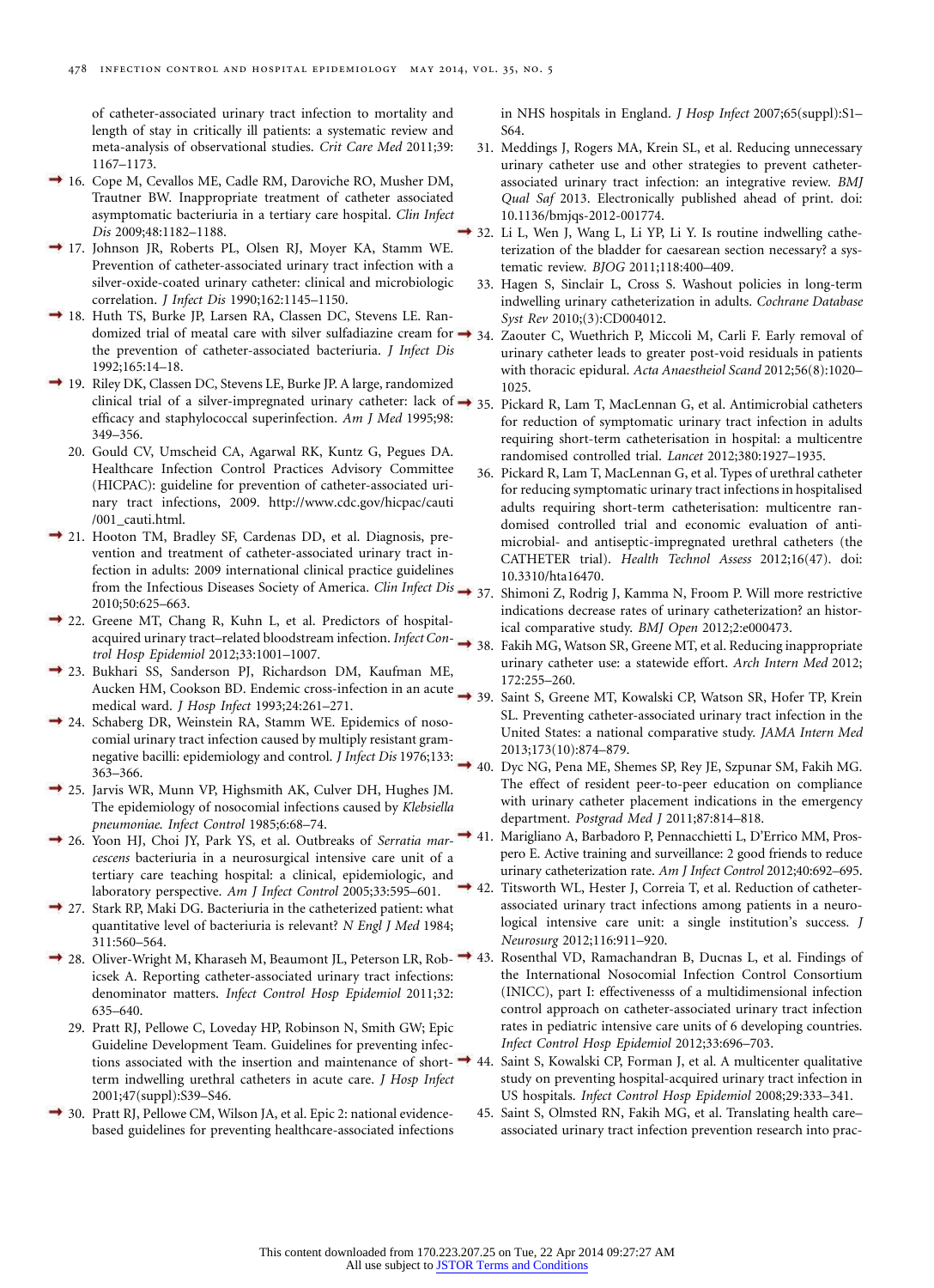of catheter-associated urinary tract infection to mortality and length of stay in critically ill patients: a systematic review and meta-analysis of observational studies. *Crit Care Med* 2011;39:1167–1173.

16. Cope M, Cevallos ME, Cadle RM, Darouiche RO, Musher DM, Trautner BW. Inappropriate treatment of catheter associated asymptomatic bacteriuria in a tertiary care hospital. *Clin Infect Dis* 2009;48:1182–1188.
17. Johnson JR, Roberts PL, Olsen RJ, Moyer KA, Stamm WE. Prevention of catheter-associated urinary tract infection with a silver-oxide-coated urinary catheter: clinical and microbiologic correlation. *J Infect Dis* 1990;162:1145–1150.
18. Huth TS, Burke JP, Larsen RA, Classen DC, Stevens LE. Randomized trial of meatal care with silver sulfadiazine cream for the prevention of catheter-associated bacteriuria. *J Infect Dis* 1992;165:14–18.
19. Riley DK, Classen DC, Stevens LE, Burke JP. A large, randomized clinical trial of a silver-impregnated urinary catheter: lack of efficacy and staphylococcal superinfection. *Am J Med* 1995;98:349–356.
20. Gould CV, Umscheid CA, Agarwal RK, Kuntz G, Pegues DA. Healthcare Infection Control Practices Advisory Committee (HICPAC): guideline for prevention of catheter-associated urinary tract infections, 2009. http://www.cdc.gov/hicpac/cauti/001_cauti.html.
21. Hooton TM, Bradley SF, Cardenas DD, et al. Diagnosis, prevention and treatment of catheter-associated urinary tract infection in adults: 2009 international clinical practice guidelines from the Infectious Diseases Society of America. *Clin Infect Dis* 2010;50:625–663.
22. Greene MT, Chang R, Kuhn L, et al. Predictors of hospital-acquired urinary tract–related bloodstream infection. *Infect Control Hosp Epidemiol* 2012;33:1001–1007.
23. Bukhari SS, Sanderson PJ, Richardson DM, Kaufman ME, Aucken HM, Cookson BD. Endemic cross-infection in an acute medical ward. *J Hosp Infect* 1993;24:261–271.
24. Schaberg DR, Weinstein RA, Stamm WE. Epidemics of nosocomial urinary tract infection caused by multiply resistant gram-negative bacilli: epidemiology and control. *J Infect Dis* 1976;133:363–366.
25. Jarvis WR, Munn VP, Highsmith AK, Culver DH, Hughes JM. The epidemiology of nosocomial infections caused by *Klebsiella pneumoniae*. *Infect Control* 1985;6:68–74.
26. Yoon HJ, Choi JY, Park YS, et al. Outbreaks of *Serratia marcescens* bacteriuria in a neurosurgical intensive care unit of a tertiary care teaching hospital: a clinical, epidemiologic, and laboratory perspective. *Am J Infect Control* 2005;33:595–601.
27. Stark RP, Maki DG. Bacteriuria in the catheterized patient: what quantitative level of bacteriuria is relevant? *N Engl J Med* 1984;311:560–564.
28. Oliver-Wright M, Kharaseh M, Beaumont LJ, Peterson LR, Robicsek A. Reporting catheter-associated urinary tract infections: denominator matters. *Infect Control Hosp Epidemiol* 2011;32:635–640.
29. Pratt RJ, Pellowe C, Loveday HP, Robinson N, Smith GW; Epic Guideline Development Team. Guidelines for preventing infections associated with the insertion and maintenance of short-term indwelling urethral catheters in acute care. *J Hosp Infect* 2001;47(suppl):S39–S46.
30. Pratt RJ, Pellowe CM, Wilson JA, et al. Epic 2: national evidence-based guidelines for preventing healthcare-associated infections in NHS hospitals in England. *J Hosp Infect* 2007;65(suppl):S1–S64.
31. Meddings J, Rogers MA, Krein SL, et al. Reducing unnecessary urinary catheter use and other strategies to prevent catheter-associated urinary tract infection: an integrative review. *BMJ Qual Saf* 2013. Electronically published ahead of print. doi:10.1136/bmjqs-2012-001774.
32. Li L, Wen J, Wang L, Li YP, Li Y. Is routine indwelling catheterization of the bladder for caesarean section necessary? a systematic review. *BJOG* 2011;118:400–409.
33. Hagen S, Sinclair L, Cross S. Washout policies in long-term indwelling urinary catheterization in adults. *Cochrane Database Syst Rev* 2010;(3):CD004012.
34. Zaouter C, Wuethrich P, Miccoli M, Carli F. Early removal of urinary catheter leads to greater post-void residuals in patients with thoracic epidural. *Acta Anaestheiol Scand* 2012;56(8):1020–1025.
35. Pickard R, Lam T, MacLennan G, et al. Antimicrobial catheters for reduction of symptomatic urinary tract infection in adults requiring short-term catheterisation in hospital: a multicentre randomised controlled trial. *Lancet* 2012;380:1927–1935.
36. Pickard R, Lam T, MacLennan G, et al. Types of urethral catheter for reducing symptomatic urinary tract infections in hospitalised adults requiring short-term catheterisation: multicentre randomised controlled trial and economic evaluation of antimicrobial- and antiseptic-impregnated urethral catheters (the CATHETER trial). *Health Technol Assess* 2012;16(47). doi:10.3310/hta16470.
37. Shimoni Z, Rodrig J, Kamma N, Froom P. Will more restrictive indications decrease rates of urinary catheterization? an historical comparative study. *BMJ Open* 2012;2:e000473.
38. Fakih MG, Watson SR, Greene MT, et al. Reducing inappropriate urinary catheter use: a statewide effort. *Arch Intern Med* 2012;172:255–260.
39. Saint S, Greene MT, Kowalski CP, Watson SR, Hofer TP, Krein SL. Preventing catheter-associated urinary tract infection in the United States: a national comparative study. *JAMA Intern Med* 2013;173(10):874–879.
40. Dyc NG, Pena ME, Shemes SP, Rey JE, Szpunar SM, Fakih MG. The effect of resident peer-to-peer education on compliance with urinary catheter placement indications in the emergency department. *Postgrad Med J* 2011;87:814–818.
41. Marigliano A, Barbadoro P, Pennacchietti L, D'Errico MM, Prospero E. Active training and surveillance: 2 good friends to reduce urinary catheterization rate. *Am J Infect Control* 2012;40:692–695.
42. Titsworth WL, Hester J, Correia T, et al. Reduction of catheter-associated urinary tract infections among patients in a neurological intensive care unit: a single institution's success. *J Neurosurg* 2012;116:911–920.
43. Rosenthal VD, Ramachandran B, Ducnas L, et al. Findings of the International Nosocomial Infection Control Consortium (INICC), part I: effectiveness of a multidimensional infection control approach on catheter-associated urinary tract infection rates in pediatric intensive care units of 6 developing countries. *Infect Control Hosp Epidemiol* 2012;33:696–703.
44. Saint S, Kowalski CP, Forman J, et al. A multicenter qualitative study on preventing hospital-acquired urinary tract infection in US hospitals. *Infect Control Hosp Epidemiol* 2008;29:333–341.
45. Saint S, Olmsted RN, Fakih MG, et al. Translating health care–associated urinary tract infection prevention research into prac-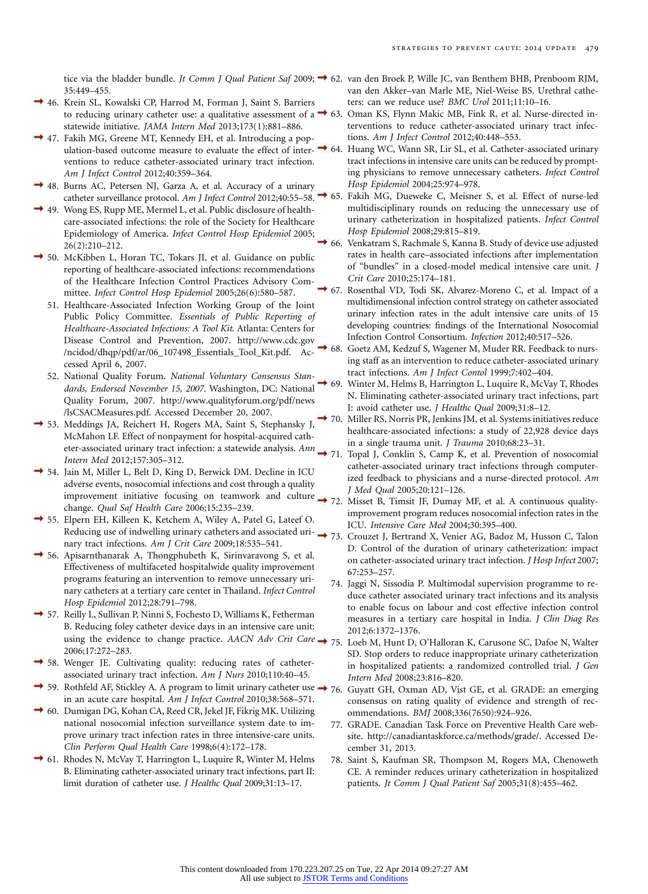tice via the bladder bundle. *Jt Comm J Qual Patient Saf* 2009; 35:449–455.

46. Krein SL, Kowalski CP, Harrod M, Forman J, Saint S. Barriers to reducing urinary catheter use: a qualitative assessment of a statewide initiative. *JAMA Intern Med* 2013;173(1):881–886.
47. Fakih MG, Greene MT, Kennedy EH, et al. Introducing a population-based outcome measure to evaluate the effect of interventions to reduce catheter-associated urinary tract infection. *Am J Infect Control* 2012;40:359–364.
48. Burns AC, Petersen NJ, Garza A, et al. Accuracy of a urinary catheter surveillance protocol. *Am J Infect Control* 2012;40:55–58.
49. Wong ES, Rupp ME, Mermel L, et al. Public disclosure of healthcare-associated infections: the role of the Society for Healthcare Epidemiology of America. *Infect Control Hosp Epidemiol* 2005; 26(2):210–212.
50. McKibben L, Horan TC, Tokars JI, et al. Guidance on public reporting of healthcare-associated infections: recommendations of the Healthcare Infection Control Practices Advisory Committee. *Infect Control Hosp Epidemiol* 2005;26(6):580–587.
51. Healthcare-Associated Infection Working Group of the Joint Public Policy Committee. *Essentials of Public Reporting of Healthcare-Associated Infections: A Tool Kit.* Atlanta: Centers for Disease Control and Prevention, 2007. http://www.cdc.gov/ncidod/dhqp/pdf/ar/06_107498_Essentials_Tool_Kit.pdf. Accessed April 6, 2007.
52. National Quality Forum. *National Voluntary Consensus Standards, Endorsed November 15, 2007.* Washington, DC: National Quality Forum, 2007. http://www.qualityforum.org/pdf/news/lsCSACMeasures.pdf. Accessed December 20, 2007.
53. Meddings JA, Reichert H, Rogers MA, Saint S, Stephansky J, McMahon LF. Effect of nonpayment for hospital-acquired catheter-associated urinary tract infection: a statewide analysis. *Ann Intern Med* 2012;157:305–312.
54. Jain M, Miller L, Belt D, King D, Berwick DM. Decline in ICU adverse events, nosocomial infections and cost through a quality improvement initiative focusing on teamwork and culture change. *Qual Saf Health Care* 2006;15:235–239.
55. Elpern EH, Killeen K, Ketchem A, Wiley A, Patel G, Lateef O. Reducing use of indwelling urinary catheters and associated urinary tract infections. *Am J Crit Care* 2009;18:535–541.
56. Apisarnthanarak A, Thongphubeth K, Sirinvaravong S, et al. Effectiveness of multifaceted hospitalwide quality improvement programs featuring an intervention to remove unnecessary urinary catheters at a tertiary care center in Thailand. *Infect Control Hosp Epidemiol* 2012;28:791–798.
57. Reilly L, Sullivan P, Ninni S, Fochesto D, Williams K, Fetherman B. Reducing foley catheter device days in an intensive care unit: using the evidence to change practice. *AACN Adv Crit Care* 2006;17:272–283.
58. Wenger JE. Cultivating quality: reducing rates of catheter-associated urinary tract infection. *Am J Nurs* 2010;110:40–45.
59. Rothfeld AF, Stickley A. A program to limit urinary catheter use in an acute care hospital. *Am J Infect Control* 2010;38:568–571.
60. Dumigan DG, Kohan CA, Reed CR, Jekel JF, Fikrig MK. Utilizing national nosocomial infection surveillance system date to improve urinary tract infection rates in three intensive-care units. *Clin Perform Qual Health Care* 1998;6(4):172–178.
61. Rhodes N, McVay T, Harrington L, Luquire R, Winter M, Helms B. Eliminating catheter-associated urinary tract infections, part II: limit duration of catheter use. *J Healthc Qual* 2009;31:13–17.
62. van den Broek P, Wille JC, van Benthem BHB, Prenboom RJM, van den Akker–van Marle ME, Niel-Weise BS. Urethral catheters: can we reduce use? *BMC Urol* 2011;11:10–16.
63. Oman KS, Flynn Makic MB, Fink R, et al. Nurse-directed interventions to reduce catheter-associated urinary tract infections. *Am J Infect Control* 2012;40:448–553.
64. Huang WC, Wann SR, Lir SL, et al. Catheter-associated urinary tract infections in intensive care units can be reduced by prompting physicians to remove unnecessary catheters. *Infect Control Hosp Epidemiol* 2004;25:974–978.
65. Fakih MG, Dueweke C, Meisner S, et al. Effect of nurse-led multidisciplinary rounds on reducing the unnecessary use of urinary catheterization in hospitalized patients. *Infect Control Hosp Epidemiol* 2008;29:815–819.
66. Venkatram S, Rachmale S, Kanna B. Study of device use adjusted rates in health care–associated infections after implementation of "bundles" in a closed-model medical intensive care unit. *J Crit Care* 2010;25:174–181.
67. Rosenthal VD, Todi SK, Alvarez-Moreno C, et al. Impact of a multidimensional infection control strategy on catheter associated urinary infection rates in the adult intensive care units of 15 developing countries: findings of the International Nosocomial Infection Control Consortium. *Infection* 2012;40:517–526.
68. Goetz AM, Kedzuf S, Wagener M, Muder RR. Feedback to nursing staff as an intervention to reduce catheter-associated urinary tract infections. *Am J Infect Contol* 1999;7:402–404.
69. Winter M, Helms B, Harrington L, Luquire R, McVay T, Rhodes N. Eliminating catheter-associated urinary tract infections, part I: avoid catheter use. *J Healthc Qual* 2009;31:8–12.
70. Miller RS, Norris PR, Jenkins JM, et al. Systems initiatives reduce healthcare-associated infections: a study of 22,928 device days in a single trauma unit. *J Trauma* 2010;68:23–31.
71. Topal J, Conklin S, Camp K, et al. Prevention of nosocomial catheter-associated urinary tract infections through computerized feedback to physicians and a nurse-directed protocol. *Am J Med Qual* 2005;20:121–126.
72. Misset B, Timsit JF, Dumay MF, et al. A continuous quality-improvement program reduces nosocomial infection rates in the ICU. *Intensive Care Med* 2004;30:395–400.
73. Crouzet J, Bertrand X, Venier AG, Badoz M, Husson C, Talon D. Control of the duration of urinary catheterization: impact on catheter-associated urinary tract infection. *J Hosp Infect* 2007; 67:253–257.
74. Jaggi N, Sissodia P. Multimodal supervision programme to reduce catheter associated urinary tract infections and its analysis to enable focus on labour and cost effective infection control measures in a tertiary care hospital in India. *J Clin Diag Res* 2012;6:1372–1376.
75. Loeb M, Hunt D, O'Halloran K, Carusone SC, Dafoe N, Walter SD. Stop orders to reduce inappropriate urinary catheterization in hospitalized patients: a randomized controlled trial. *J Gen Intern Med* 2008;23:816–820.
76. Guyatt GH, Oxman AD, Vist GE, et al. GRADE: an emerging consensus on rating quality of evidence and strength of recommendations. *BMJ* 2008;336(7650):924–926.
77. GRADE. Canadian Task Force on Preventive Health Care website. http://canadiantaskforce.ca/methods/grade/. Accessed December 31, 2013.
78. Saint S, Kaufman SR, Thompson M, Rogers MA, Chenoweth CE. A reminder reduces urinary catheterization in hospitalized patients. *Jt Comm J Qual Patient Saf* 2005;31(8):455–462.